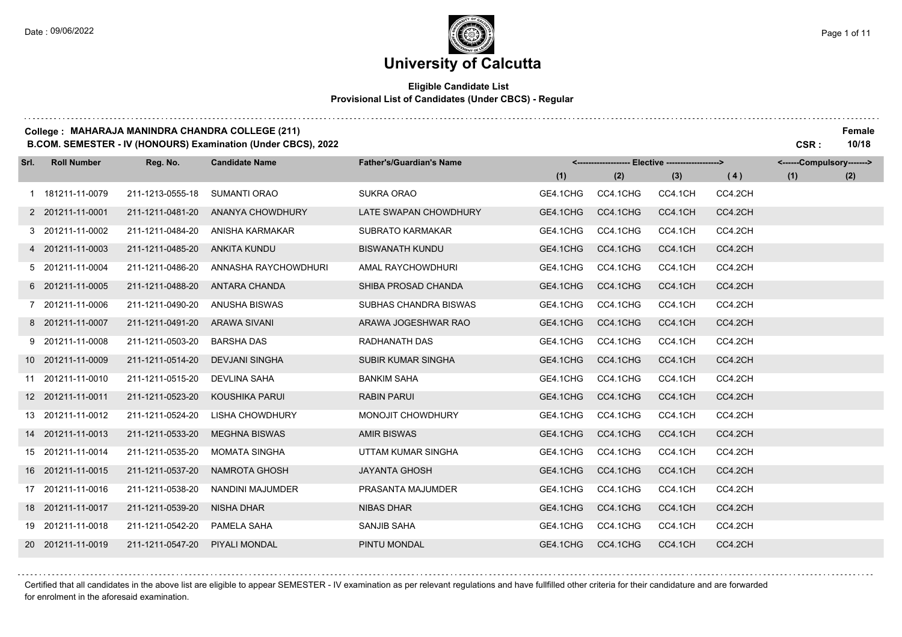# University of Calcutta

**Eligible Candidate List**
**Provisional List of Candidates (Under CBCS) - Regular**

**College : MAHARAJA MANINDRA CHANDRA COLLEGE (211)**
**B.COM. SEMESTER - IV (HONOURS) Examination (Under CBCS), 2022**

**Female**
**CSR : 10/18**

| Srl. | Roll Number | Reg. No. | Candidate Name | Father's/Guardian's Name | Elective (1) | Elective (2) | Elective (3) | Elective (4) | Compulsory (1) | Compulsory (2) |
|---|---|---|---|---|---|---|---|---|---|---|
| 1 | 181211-11-0079 | 211-1213-0555-18 | SUMANTI ORAO | SUKRA ORAO | GE4.1CHG | CC4.1CHG | CC4.1CH | CC4.2CH | | |
| 2 | 201211-11-0001 | 211-1211-0481-20 | ANANYA CHOWDHURY | LATE SWAPAN CHOWDHURY | GE4.1CHG | CC4.1CHG | CC4.1CH | CC4.2CH | | |
| 3 | 201211-11-0002 | 211-1211-0484-20 | ANISHA KARMAKAR | SUBRATO KARMAKAR | GE4.1CHG | CC4.1CHG | CC4.1CH | CC4.2CH | | |
| 4 | 201211-11-0003 | 211-1211-0485-20 | ANKITA KUNDU | BISWANATH KUNDU | GE4.1CHG | CC4.1CHG | CC4.1CH | CC4.2CH | | |
| 5 | 201211-11-0004 | 211-1211-0486-20 | ANNASHA RAYCHOWDHURI | AMAL RAYCHOWDHURI | GE4.1CHG | CC4.1CHG | CC4.1CH | CC4.2CH | | |
| 6 | 201211-11-0005 | 211-1211-0488-20 | ANTARA CHANDA | SHIBA PROSAD CHANDA | GE4.1CHG | CC4.1CHG | CC4.1CH | CC4.2CH | | |
| 7 | 201211-11-0006 | 211-1211-0490-20 | ANUSHA BISWAS | SUBHAS CHANDRA BISWAS | GE4.1CHG | CC4.1CHG | CC4.1CH | CC4.2CH | | |
| 8 | 201211-11-0007 | 211-1211-0491-20 | ARAWA SIVANI | ARAWA JOGESHWAR RAO | GE4.1CHG | CC4.1CHG | CC4.1CH | CC4.2CH | | |
| 9 | 201211-11-0008 | 211-1211-0503-20 | BARSHA DAS | RADHANATH DAS | GE4.1CHG | CC4.1CHG | CC4.1CH | CC4.2CH | | |
| 10 | 201211-11-0009 | 211-1211-0514-20 | DEVJANI SINGHA | SUBIR KUMAR SINGHA | GE4.1CHG | CC4.1CHG | CC4.1CH | CC4.2CH | | |
| 11 | 201211-11-0010 | 211-1211-0515-20 | DEVLINA SAHA | BANKIM SAHA | GE4.1CHG | CC4.1CHG | CC4.1CH | CC4.2CH | | |
| 12 | 201211-11-0011 | 211-1211-0523-20 | KOUSHIKA PARUI | RABIN PARUI | GE4.1CHG | CC4.1CHG | CC4.1CH | CC4.2CH | | |
| 13 | 201211-11-0012 | 211-1211-0524-20 | LISHA CHOWDHURY | MONOJIT CHOWDHURY | GE4.1CHG | CC4.1CHG | CC4.1CH | CC4.2CH | | |
| 14 | 201211-11-0013 | 211-1211-0533-20 | MEGHNA BISWAS | AMIR BISWAS | GE4.1CHG | CC4.1CHG | CC4.1CH | CC4.2CH | | |
| 15 | 201211-11-0014 | 211-1211-0535-20 | MOMATA SINGHA | UTTAM KUMAR SINGHA | GE4.1CHG | CC4.1CHG | CC4.1CH | CC4.2CH | | |
| 16 | 201211-11-0015 | 211-1211-0537-20 | NAMROTA GHOSH | JAYANTA GHOSH | GE4.1CHG | CC4.1CHG | CC4.1CH | CC4.2CH | | |
| 17 | 201211-11-0016 | 211-1211-0538-20 | NANDINI MAJUMDER | PRASANTA MAJUMDER | GE4.1CHG | CC4.1CHG | CC4.1CH | CC4.2CH | | |
| 18 | 201211-11-0017 | 211-1211-0539-20 | NISHA DHAR | NIBAS DHAR | GE4.1CHG | CC4.1CHG | CC4.1CH | CC4.2CH | | |
| 19 | 201211-11-0018 | 211-1211-0542-20 | PAMELA SAHA | SANJIB SAHA | GE4.1CHG | CC4.1CHG | CC4.1CH | CC4.2CH | | |
| 20 | 201211-11-0019 | 211-1211-0547-20 | PIYALI MONDAL | PINTU MONDAL | GE4.1CHG | CC4.1CHG | CC4.1CH | CC4.2CH | | |

Certified that all candidates in the above list are eligible to appear SEMESTER - IV examination as per relevant regulations and have fullfilled other criteria for their candidature and are forwarded for enrolment in the aforesaid examination.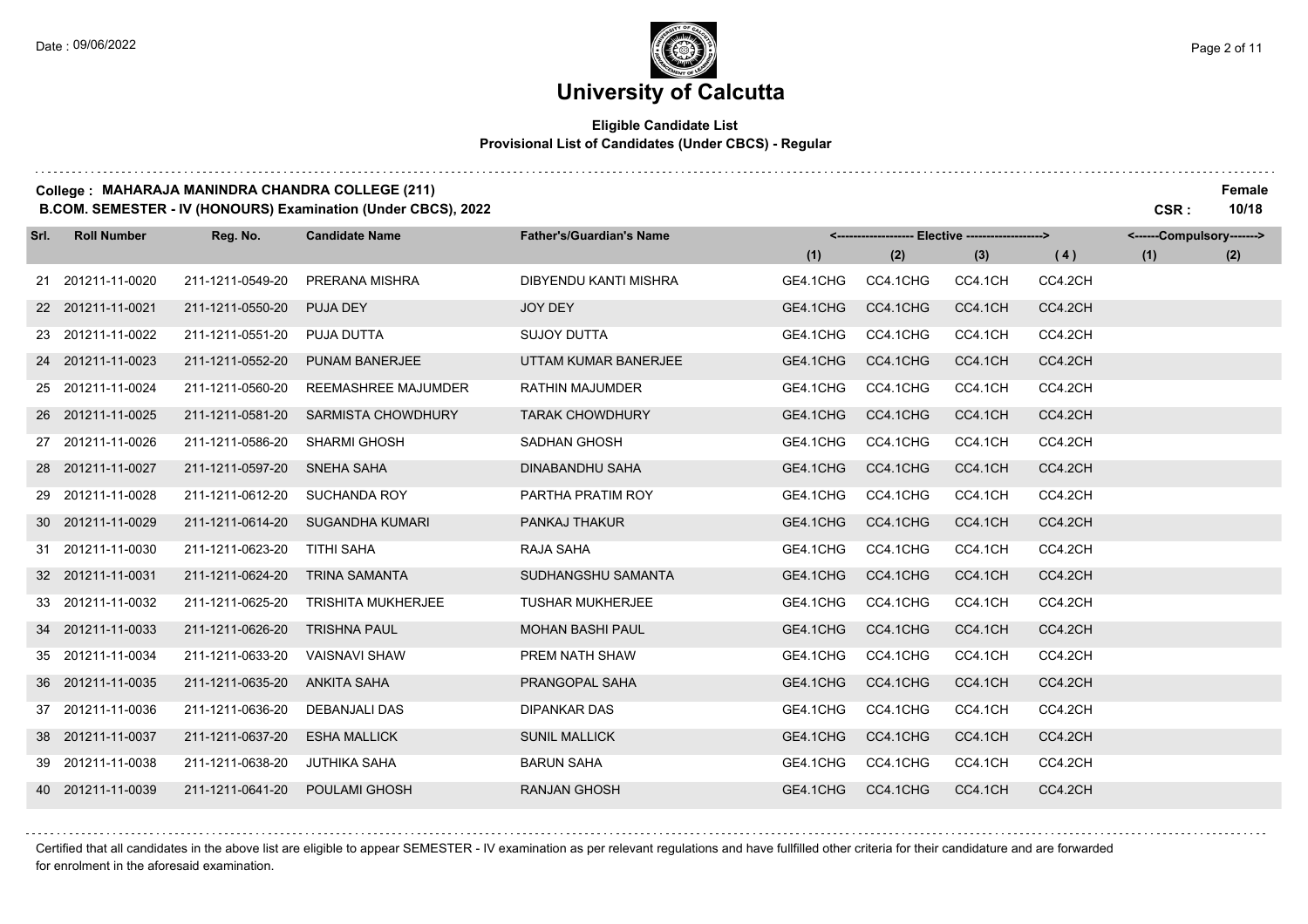# University of Calcutta

**Eligible Candidate List**
**Provisional List of Candidates (Under CBCS) - Regular**

**College : MAHARAJA MANINDRA CHANDRA COLLEGE (211)** — **Female**

**B.COM. SEMESTER - IV (HONOURS) Examination (Under CBCS), 2022** — **CSR : 10/18**

| Srl. | Roll Number | Reg. No. | Candidate Name | Father's/Guardian's Name | Elective | | | | Compulsory | |
|---|---|---|---|---|---|---|---|---|---|---|
| | | | | | (1) | (2) | (3) | (4) | (1) | (2) |
| 21 | 201211-11-0020 | 211-1211-0549-20 | PRERANA MISHRA | DIBYENDU KANTI MISHRA | GE4.1CHG | CC4.1CHG | CC4.1CH | CC4.2CH | | |
| 22 | 201211-11-0021 | 211-1211-0550-20 | PUJA DEY | JOY DEY | GE4.1CHG | CC4.1CHG | CC4.1CH | CC4.2CH | | |
| 23 | 201211-11-0022 | 211-1211-0551-20 | PUJA DUTTA | SUJOY DUTTA | GE4.1CHG | CC4.1CHG | CC4.1CH | CC4.2CH | | |
| 24 | 201211-11-0023 | 211-1211-0552-20 | PUNAM BANERJEE | UTTAM KUMAR BANERJEE | GE4.1CHG | CC4.1CHG | CC4.1CH | CC4.2CH | | |
| 25 | 201211-11-0024 | 211-1211-0560-20 | REEMASHREE MAJUMDER | RATHIN MAJUMDER | GE4.1CHG | CC4.1CHG | CC4.1CH | CC4.2CH | | |
| 26 | 201211-11-0025 | 211-1211-0581-20 | SARMISTA CHOWDHURY | TARAK CHOWDHURY | GE4.1CHG | CC4.1CHG | CC4.1CH | CC4.2CH | | |
| 27 | 201211-11-0026 | 211-1211-0586-20 | SHARMI GHOSH | SADHAN GHOSH | GE4.1CHG | CC4.1CHG | CC4.1CH | CC4.2CH | | |
| 28 | 201211-11-0027 | 211-1211-0597-20 | SNEHA SAHA | DINABANDHU SAHA | GE4.1CHG | CC4.1CHG | CC4.1CH | CC4.2CH | | |
| 29 | 201211-11-0028 | 211-1211-0612-20 | SUCHANDA ROY | PARTHA PRATIM ROY | GE4.1CHG | CC4.1CHG | CC4.1CH | CC4.2CH | | |
| 30 | 201211-11-0029 | 211-1211-0614-20 | SUGANDHA KUMARI | PANKAJ THAKUR | GE4.1CHG | CC4.1CHG | CC4.1CH | CC4.2CH | | |
| 31 | 201211-11-0030 | 211-1211-0623-20 | TITHI SAHA | RAJA SAHA | GE4.1CHG | CC4.1CHG | CC4.1CH | CC4.2CH | | |
| 32 | 201211-11-0031 | 211-1211-0624-20 | TRINA SAMANTA | SUDHANGSHU SAMANTA | GE4.1CHG | CC4.1CHG | CC4.1CH | CC4.2CH | | |
| 33 | 201211-11-0032 | 211-1211-0625-20 | TRISHITA MUKHERJEE | TUSHAR MUKHERJEE | GE4.1CHG | CC4.1CHG | CC4.1CH | CC4.2CH | | |
| 34 | 201211-11-0033 | 211-1211-0626-20 | TRISHNA PAUL | MOHAN BASHI PAUL | GE4.1CHG | CC4.1CHG | CC4.1CH | CC4.2CH | | |
| 35 | 201211-11-0034 | 211-1211-0633-20 | VAISNAVI SHAW | PREM NATH SHAW | GE4.1CHG | CC4.1CHG | CC4.1CH | CC4.2CH | | |
| 36 | 201211-11-0035 | 211-1211-0635-20 | ANKITA SAHA | PRANGOPAL SAHA | GE4.1CHG | CC4.1CHG | CC4.1CH | CC4.2CH | | |
| 37 | 201211-11-0036 | 211-1211-0636-20 | DEBANJALI DAS | DIPANKAR DAS | GE4.1CHG | CC4.1CHG | CC4.1CH | CC4.2CH | | |
| 38 | 201211-11-0037 | 211-1211-0637-20 | ESHA MALLICK | SUNIL MALLICK | GE4.1CHG | CC4.1CHG | CC4.1CH | CC4.2CH | | |
| 39 | 201211-11-0038 | 211-1211-0638-20 | JUTHIKA SAHA | BARUN SAHA | GE4.1CHG | CC4.1CHG | CC4.1CH | CC4.2CH | | |
| 40 | 201211-11-0039 | 211-1211-0641-20 | POULAMI GHOSH | RANJAN GHOSH | GE4.1CHG | CC4.1CHG | CC4.1CH | CC4.2CH | | |

Certified that all candidates in the above list are eligible to appear SEMESTER - IV examination as per relevant regulations and have fullfilled other criteria for their candidature and are forwarded for enrolment in the aforesaid examination.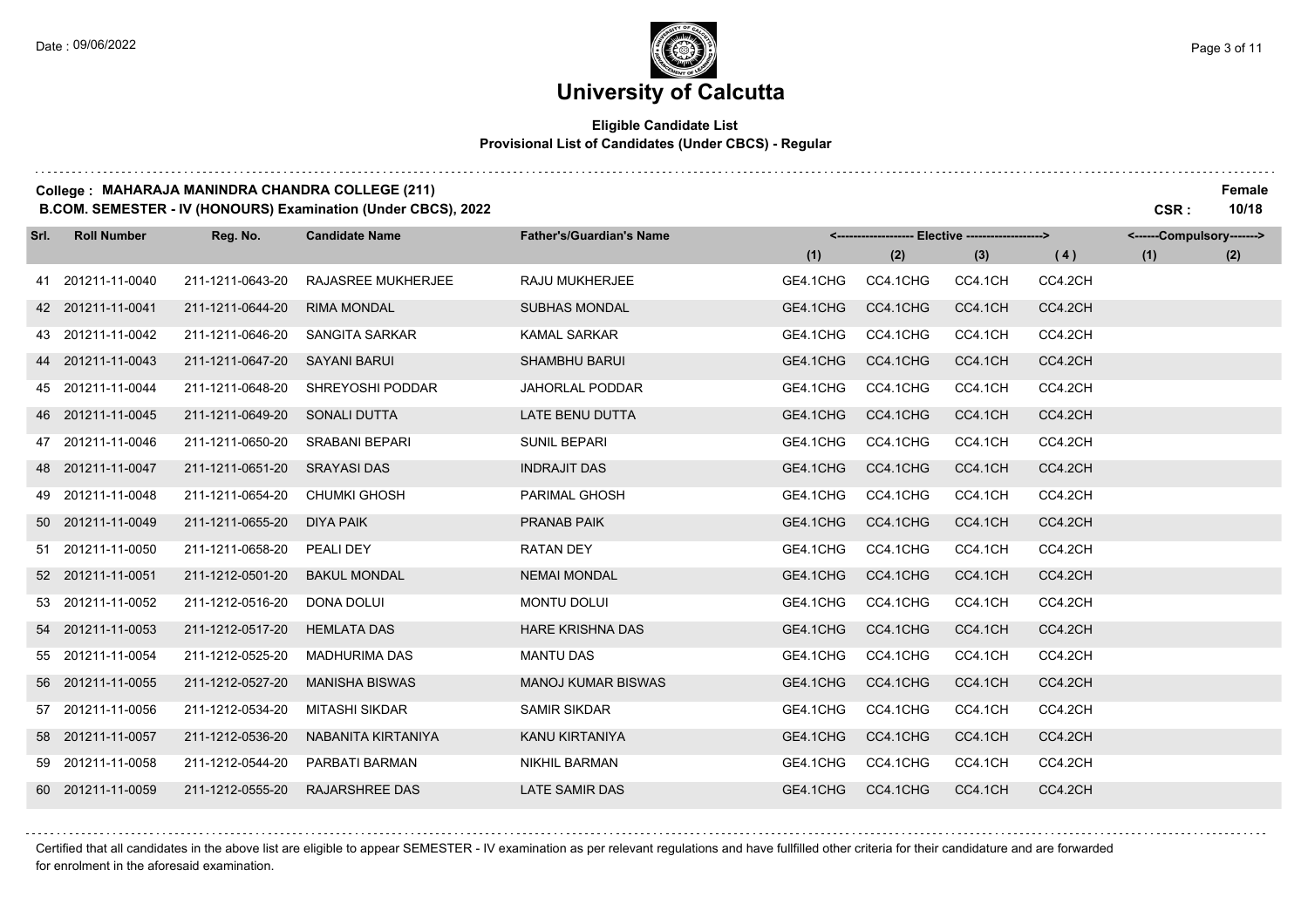# University of Calcutta

**Eligible Candidate List**
**Provisional List of Candidates (Under CBCS) - Regular**

**College : MAHARAJA MANINDRA CHANDRA COLLEGE (211)** — **Female**

**B.COM. SEMESTER - IV (HONOURS) Examination (Under CBCS), 2022** — **CSR : 10/18**

| Srl. | Roll Number | Reg. No. | Candidate Name | Father's/Guardian's Name | Elective (1) | Elective (2) | Elective (3) | Elective (4) | Compulsory (1) | Compulsory (2) |
|---|---|---|---|---|---|---|---|---|---|---|
| 41 | 201211-11-0040 | 211-1211-0643-20 | RAJASREE MUKHERJEE | RAJU MUKHERJEE | GE4.1CHG | CC4.1CHG | CC4.1CH | CC4.2CH | | |
| 42 | 201211-11-0041 | 211-1211-0644-20 | RIMA MONDAL | SUBHAS MONDAL | GE4.1CHG | CC4.1CHG | CC4.1CH | CC4.2CH | | |
| 43 | 201211-11-0042 | 211-1211-0646-20 | SANGITA SARKAR | KAMAL SARKAR | GE4.1CHG | CC4.1CHG | CC4.1CH | CC4.2CH | | |
| 44 | 201211-11-0043 | 211-1211-0647-20 | SAYANI BARUI | SHAMBHU BARUI | GE4.1CHG | CC4.1CHG | CC4.1CH | CC4.2CH | | |
| 45 | 201211-11-0044 | 211-1211-0648-20 | SHREYOSHI PODDAR | JAHORLAL PODDAR | GE4.1CHG | CC4.1CHG | CC4.1CH | CC4.2CH | | |
| 46 | 201211-11-0045 | 211-1211-0649-20 | SONALI DUTTA | LATE BENU DUTTA | GE4.1CHG | CC4.1CHG | CC4.1CH | CC4.2CH | | |
| 47 | 201211-11-0046 | 211-1211-0650-20 | SRABANI BEPARI | SUNIL BEPARI | GE4.1CHG | CC4.1CHG | CC4.1CH | CC4.2CH | | |
| 48 | 201211-11-0047 | 211-1211-0651-20 | SRAYASI DAS | INDRAJIT DAS | GE4.1CHG | CC4.1CHG | CC4.1CH | CC4.2CH | | |
| 49 | 201211-11-0048 | 211-1211-0654-20 | CHUMKI GHOSH | PARIMAL GHOSH | GE4.1CHG | CC4.1CHG | CC4.1CH | CC4.2CH | | |
| 50 | 201211-11-0049 | 211-1211-0655-20 | DIYA PAIK | PRANAB PAIK | GE4.1CHG | CC4.1CHG | CC4.1CH | CC4.2CH | | |
| 51 | 201211-11-0050 | 211-1211-0658-20 | PEALI DEY | RATAN DEY | GE4.1CHG | CC4.1CHG | CC4.1CH | CC4.2CH | | |
| 52 | 201211-11-0051 | 211-1212-0501-20 | BAKUL MONDAL | NEMAI MONDAL | GE4.1CHG | CC4.1CHG | CC4.1CH | CC4.2CH | | |
| 53 | 201211-11-0052 | 211-1212-0516-20 | DONA DOLUI | MONTU DOLUI | GE4.1CHG | CC4.1CHG | CC4.1CH | CC4.2CH | | |
| 54 | 201211-11-0053 | 211-1212-0517-20 | HEMLATA DAS | HARE KRISHNA DAS | GE4.1CHG | CC4.1CHG | CC4.1CH | CC4.2CH | | |
| 55 | 201211-11-0054 | 211-1212-0525-20 | MADHURIMA DAS | MANTU DAS | GE4.1CHG | CC4.1CHG | CC4.1CH | CC4.2CH | | |
| 56 | 201211-11-0055 | 211-1212-0527-20 | MANISHA BISWAS | MANOJ KUMAR BISWAS | GE4.1CHG | CC4.1CHG | CC4.1CH | CC4.2CH | | |
| 57 | 201211-11-0056 | 211-1212-0534-20 | MITASHI SIKDAR | SAMIR SIKDAR | GE4.1CHG | CC4.1CHG | CC4.1CH | CC4.2CH | | |
| 58 | 201211-11-0057 | 211-1212-0536-20 | NABANITA KIRTANIYA | KANU KIRTANIYA | GE4.1CHG | CC4.1CHG | CC4.1CH | CC4.2CH | | |
| 59 | 201211-11-0058 | 211-1212-0544-20 | PARBATI BARMAN | NIKHIL BARMAN | GE4.1CHG | CC4.1CHG | CC4.1CH | CC4.2CH | | |
| 60 | 201211-11-0059 | 211-1212-0555-20 | RAJARSHREE DAS | LATE SAMIR DAS | GE4.1CHG | CC4.1CHG | CC4.1CH | CC4.2CH | | |

Certified that all candidates in the above list are eligible to appear SEMESTER - IV examination as per relevant regulations and have fullfilled other criteria for their candidature and are forwarded for enrolment in the aforesaid examination.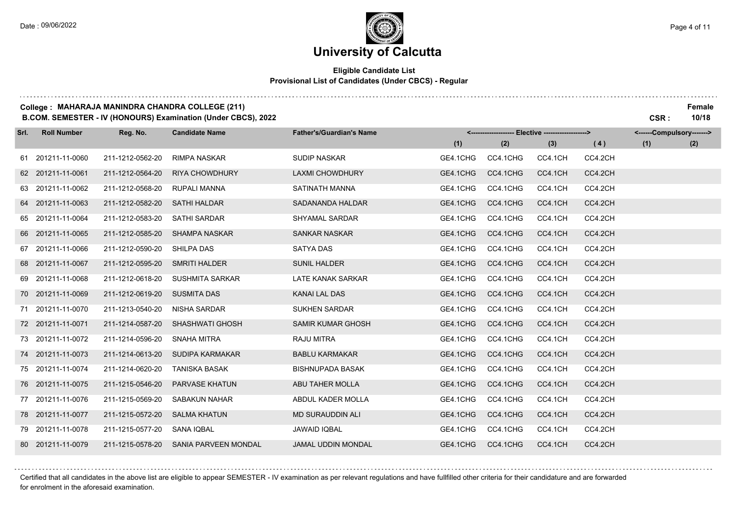# University of Calcutta

**Eligible Candidate List**
**Provisional List of Candidates (Under CBCS) - Regular**

**College : MAHARAJA MANINDRA CHANDRA COLLEGE (211)**
**B.COM. SEMESTER - IV (HONOURS) Examination (Under CBCS), 2022**

**Female**
**CSR : 10/18**

| Srl. | Roll Number | Reg. No. | Candidate Name | Father's/Guardian's Name | Elective (1) | Elective (2) | Elective (3) | Elective (4) | Compulsory (1) | Compulsory (2) |
|---|---|---|---|---|---|---|---|---|---|---|
| 61 | 201211-11-0060 | 211-1212-0562-20 | RIMPA NASKAR | SUDIP NASKAR | GE4.1CHG | CC4.1CHG | CC4.1CH | CC4.2CH | | |
| 62 | 201211-11-0061 | 211-1212-0564-20 | RIYA CHOWDHURY | LAXMI CHOWDHURY | GE4.1CHG | CC4.1CHG | CC4.1CH | CC4.2CH | | |
| 63 | 201211-11-0062 | 211-1212-0568-20 | RUPALI MANNA | SATINATH MANNA | GE4.1CHG | CC4.1CHG | CC4.1CH | CC4.2CH | | |
| 64 | 201211-11-0063 | 211-1212-0582-20 | SATHI HALDAR | SADANANDA HALDAR | GE4.1CHG | CC4.1CHG | CC4.1CH | CC4.2CH | | |
| 65 | 201211-11-0064 | 211-1212-0583-20 | SATHI SARDAR | SHYAMAL SARDAR | GE4.1CHG | CC4.1CHG | CC4.1CH | CC4.2CH | | |
| 66 | 201211-11-0065 | 211-1212-0585-20 | SHAMPA NASKAR | SANKAR NASKAR | GE4.1CHG | CC4.1CHG | CC4.1CH | CC4.2CH | | |
| 67 | 201211-11-0066 | 211-1212-0590-20 | SHILPA DAS | SATYA DAS | GE4.1CHG | CC4.1CHG | CC4.1CH | CC4.2CH | | |
| 68 | 201211-11-0067 | 211-1212-0595-20 | SMRITI HALDER | SUNIL HALDER | GE4.1CHG | CC4.1CHG | CC4.1CH | CC4.2CH | | |
| 69 | 201211-11-0068 | 211-1212-0618-20 | SUSHMITA SARKAR | LATE KANAK SARKAR | GE4.1CHG | CC4.1CHG | CC4.1CH | CC4.2CH | | |
| 70 | 201211-11-0069 | 211-1212-0619-20 | SUSMITA DAS | KANAI LAL DAS | GE4.1CHG | CC4.1CHG | CC4.1CH | CC4.2CH | | |
| 71 | 201211-11-0070 | 211-1213-0540-20 | NISHA SARDAR | SUKHEN SARDAR | GE4.1CHG | CC4.1CHG | CC4.1CH | CC4.2CH | | |
| 72 | 201211-11-0071 | 211-1214-0587-20 | SHASHWATI GHOSH | SAMIR KUMAR GHOSH | GE4.1CHG | CC4.1CHG | CC4.1CH | CC4.2CH | | |
| 73 | 201211-11-0072 | 211-1214-0596-20 | SNAHA MITRA | RAJU MITRA | GE4.1CHG | CC4.1CHG | CC4.1CH | CC4.2CH | | |
| 74 | 201211-11-0073 | 211-1214-0613-20 | SUDIPA KARMAKAR | BABLU KARMAKAR | GE4.1CHG | CC4.1CHG | CC4.1CH | CC4.2CH | | |
| 75 | 201211-11-0074 | 211-1214-0620-20 | TANISKA BASAK | BISHNUPADA BASAK | GE4.1CHG | CC4.1CHG | CC4.1CH | CC4.2CH | | |
| 76 | 201211-11-0075 | 211-1215-0546-20 | PARVASE KHATUN | ABU TAHER MOLLA | GE4.1CHG | CC4.1CHG | CC4.1CH | CC4.2CH | | |
| 77 | 201211-11-0076 | 211-1215-0569-20 | SABAKUN NAHAR | ABDUL KADER MOLLA | GE4.1CHG | CC4.1CHG | CC4.1CH | CC4.2CH | | |
| 78 | 201211-11-0077 | 211-1215-0572-20 | SALMA KHATUN | MD SURAUDDIN ALI | GE4.1CHG | CC4.1CHG | CC4.1CH | CC4.2CH | | |
| 79 | 201211-11-0078 | 211-1215-0577-20 | SANA IQBAL | JAWAID IQBAL | GE4.1CHG | CC4.1CHG | CC4.1CH | CC4.2CH | | |
| 80 | 201211-11-0079 | 211-1215-0578-20 | SANIA PARVEEN MONDAL | JAMAL UDDIN MONDAL | GE4.1CHG | CC4.1CHG | CC4.1CH | CC4.2CH | | |

Certified that all candidates in the above list are eligible to appear SEMESTER - IV examination as per relevant regulations and have fullfilled other criteria for their candidature and are forwarded for enrolment in the aforesaid examination.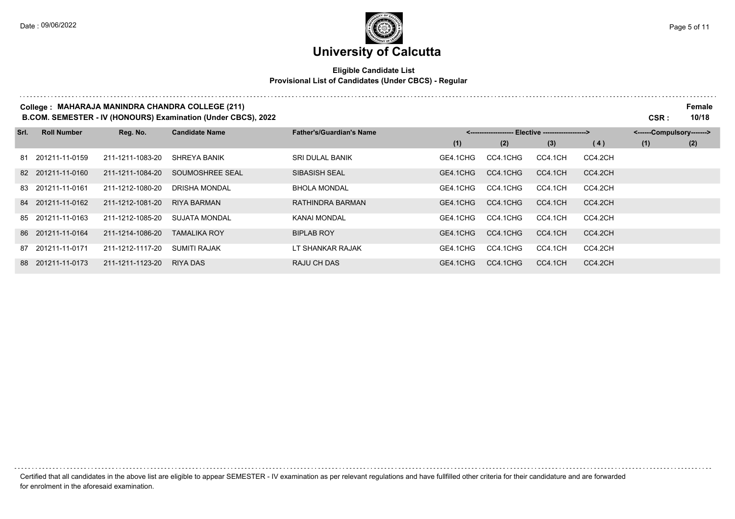# University of Calcutta

**Eligible Candidate List**
**Provisional List of Candidates (Under CBCS) - Regular**

**College : MAHARAJA MANINDRA CHANDRA COLLEGE (211)** **Female**
**B.COM. SEMESTER - IV (HONOURS) Examination (Under CBCS), 2022** **CSR : 10/18**

| Srl. | Roll Number | Reg. No. | Candidate Name | Father's/Guardian's Name | Elective (1) | Elective (2) | Elective (3) | Elective (4) | Compulsory (1) | Compulsory (2) |
|---|---|---|---|---|---|---|---|---|---|---|
| 81 | 201211-11-0159 | 211-1211-1083-20 | SHREYA BANIK | SRI DULAL BANIK | GE4.1CHG | CC4.1CHG | CC4.1CH | CC4.2CH | | |
| 82 | 201211-11-0160 | 211-1211-1084-20 | SOUMOSHREE SEAL | SIBASISH SEAL | GE4.1CHG | CC4.1CHG | CC4.1CH | CC4.2CH | | |
| 83 | 201211-11-0161 | 211-1212-1080-20 | DRISHA MONDAL | BHOLA MONDAL | GE4.1CHG | CC4.1CHG | CC4.1CH | CC4.2CH | | |
| 84 | 201211-11-0162 | 211-1212-1081-20 | RIYA BARMAN | RATHINDRA BARMAN | GE4.1CHG | CC4.1CHG | CC4.1CH | CC4.2CH | | |
| 85 | 201211-11-0163 | 211-1212-1085-20 | SUJATA MONDAL | KANAI MONDAL | GE4.1CHG | CC4.1CHG | CC4.1CH | CC4.2CH | | |
| 86 | 201211-11-0164 | 211-1214-1086-20 | TAMALIKA ROY | BIPLAB ROY | GE4.1CHG | CC4.1CHG | CC4.1CH | CC4.2CH | | |
| 87 | 201211-11-0171 | 211-1212-1117-20 | SUMITI RAJAK | LT SHANKAR RAJAK | GE4.1CHG | CC4.1CHG | CC4.1CH | CC4.2CH | | |
| 88 | 201211-11-0173 | 211-1211-1123-20 | RIYA DAS | RAJU CH DAS | GE4.1CHG | CC4.1CHG | CC4.1CH | CC4.2CH | | |

Certified that all candidates in the above list are eligible to appear SEMESTER - IV examination as per relevant regulations and have fullfilled other criteria for their candidature and are forwarded for enrolment in the aforesaid examination.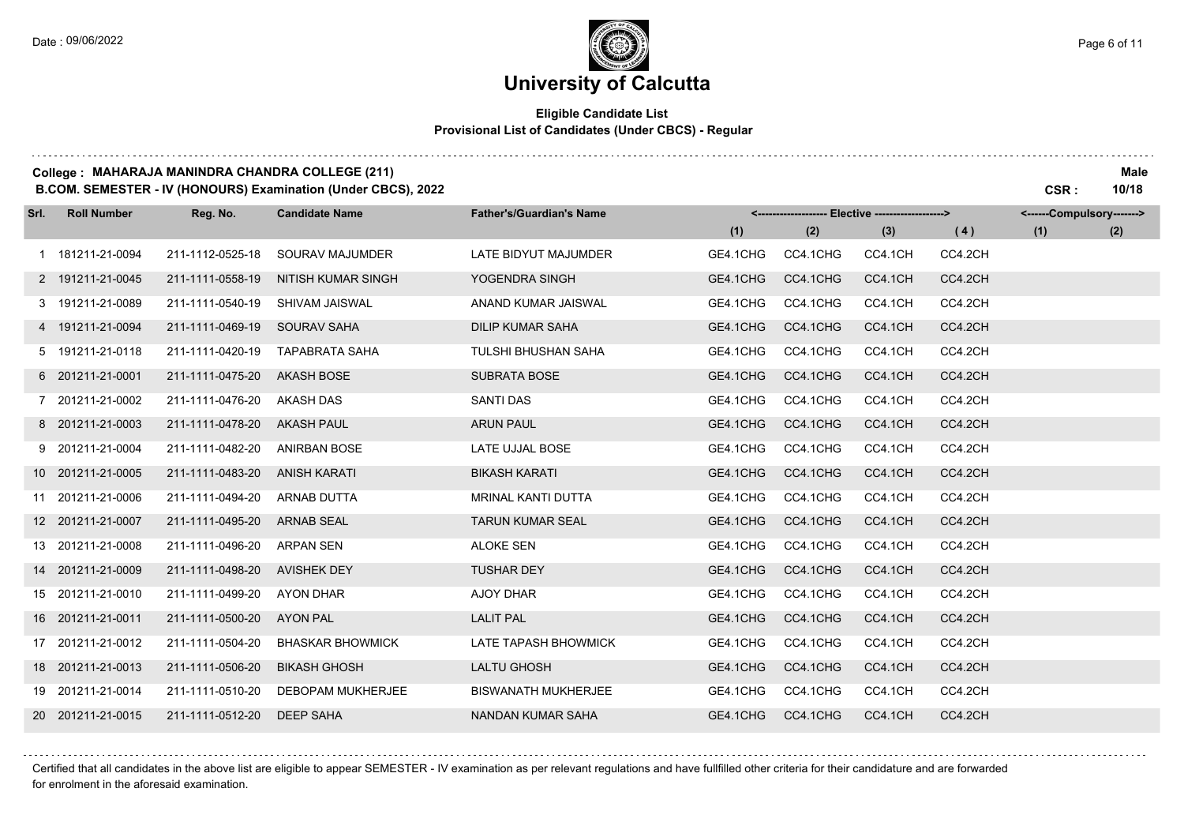# University of Calcutta

**Eligible Candidate List**
**Provisional List of Candidates (Under CBCS) - Regular**

**College : MAHARAJA MANINDRA CHANDRA COLLEGE (211)** **Male**
**B.COM. SEMESTER - IV (HONOURS) Examination (Under CBCS), 2022** **CSR : 10/18**

| Srl. | Roll Number | Reg. No. | Candidate Name | Father's/Guardian's Name | Elective (1) | Elective (2) | Elective (3) | Elective (4) | Compulsory (1) | Compulsory (2) |
|---|---|---|---|---|---|---|---|---|---|---|
| 1 | 181211-21-0094 | 211-1112-0525-18 | SOURAV MAJUMDER | LATE BIDYUT MAJUMDER | GE4.1CHG | CC4.1CHG | CC4.1CH | CC4.2CH | | |
| 2 | 191211-21-0045 | 211-1111-0558-19 | NITISH KUMAR SINGH | YOGENDRA SINGH | GE4.1CHG | CC4.1CHG | CC4.1CH | CC4.2CH | | |
| 3 | 191211-21-0089 | 211-1111-0540-19 | SHIVAM JAISWAL | ANAND KUMAR JAISWAL | GE4.1CHG | CC4.1CHG | CC4.1CH | CC4.2CH | | |
| 4 | 191211-21-0094 | 211-1111-0469-19 | SOURAV SAHA | DILIP KUMAR SAHA | GE4.1CHG | CC4.1CHG | CC4.1CH | CC4.2CH | | |
| 5 | 191211-21-0118 | 211-1111-0420-19 | TAPABRATA SAHA | TULSHI BHUSHAN SAHA | GE4.1CHG | CC4.1CHG | CC4.1CH | CC4.2CH | | |
| 6 | 201211-21-0001 | 211-1111-0475-20 | AKASH BOSE | SUBRATA BOSE | GE4.1CHG | CC4.1CHG | CC4.1CH | CC4.2CH | | |
| 7 | 201211-21-0002 | 211-1111-0476-20 | AKASH DAS | SANTI DAS | GE4.1CHG | CC4.1CHG | CC4.1CH | CC4.2CH | | |
| 8 | 201211-21-0003 | 211-1111-0478-20 | AKASH PAUL | ARUN PAUL | GE4.1CHG | CC4.1CHG | CC4.1CH | CC4.2CH | | |
| 9 | 201211-21-0004 | 211-1111-0482-20 | ANIRBAN BOSE | LATE UJJAL BOSE | GE4.1CHG | CC4.1CHG | CC4.1CH | CC4.2CH | | |
| 10 | 201211-21-0005 | 211-1111-0483-20 | ANISH KARATI | BIKASH KARATI | GE4.1CHG | CC4.1CHG | CC4.1CH | CC4.2CH | | |
| 11 | 201211-21-0006 | 211-1111-0494-20 | ARNAB DUTTA | MRINAL KANTI DUTTA | GE4.1CHG | CC4.1CHG | CC4.1CH | CC4.2CH | | |
| 12 | 201211-21-0007 | 211-1111-0495-20 | ARNAB SEAL | TARUN KUMAR SEAL | GE4.1CHG | CC4.1CHG | CC4.1CH | CC4.2CH | | |
| 13 | 201211-21-0008 | 211-1111-0496-20 | ARPAN SEN | ALOKE SEN | GE4.1CHG | CC4.1CHG | CC4.1CH | CC4.2CH | | |
| 14 | 201211-21-0009 | 211-1111-0498-20 | AVISHEK DEY | TUSHAR DEY | GE4.1CHG | CC4.1CHG | CC4.1CH | CC4.2CH | | |
| 15 | 201211-21-0010 | 211-1111-0499-20 | AYON DHAR | AJOY DHAR | GE4.1CHG | CC4.1CHG | CC4.1CH | CC4.2CH | | |
| 16 | 201211-21-0011 | 211-1111-0500-20 | AYON PAL | LALIT PAL | GE4.1CHG | CC4.1CHG | CC4.1CH | CC4.2CH | | |
| 17 | 201211-21-0012 | 211-1111-0504-20 | BHASKAR BHOWMICK | LATE TAPASH BHOWMICK | GE4.1CHG | CC4.1CHG | CC4.1CH | CC4.2CH | | |
| 18 | 201211-21-0013 | 211-1111-0506-20 | BIKASH GHOSH | LALTU GHOSH | GE4.1CHG | CC4.1CHG | CC4.1CH | CC4.2CH | | |
| 19 | 201211-21-0014 | 211-1111-0510-20 | DEBOPAM MUKHERJEE | BISWANATH MUKHERJEE | GE4.1CHG | CC4.1CHG | CC4.1CH | CC4.2CH | | |
| 20 | 201211-21-0015 | 211-1111-0512-20 | DEEP SAHA | NANDAN KUMAR SAHA | GE4.1CHG | CC4.1CHG | CC4.1CH | CC4.2CH | | |

Certified that all candidates in the above list are eligible to appear SEMESTER - IV examination as per relevant regulations and have fullfilled other criteria for their candidature and are forwarded for enrolment in the aforesaid examination.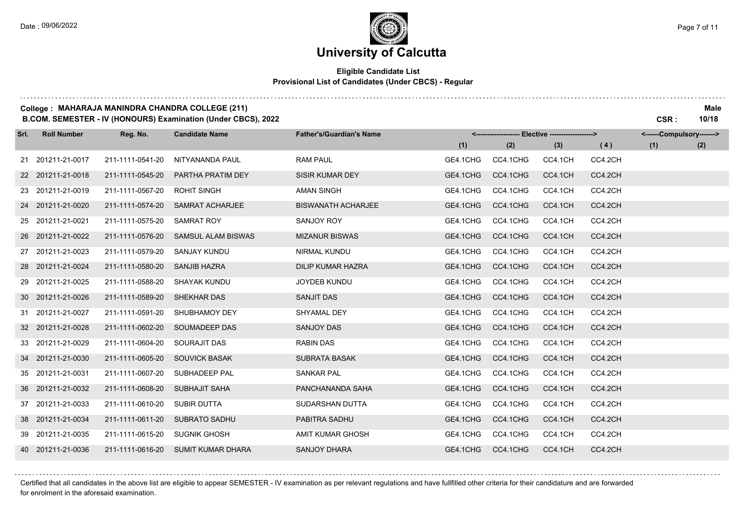# University of Calcutta

## Eligible Candidate List

### Provisional List of Candidates (Under CBCS) - Regular

**College : MAHARAJA MANINDRA CHANDRA COLLEGE (211)** **Male**

**B.COM. SEMESTER - IV (HONOURS) Examination (Under CBCS), 2022** **CSR : 10/18**

| Srl. | Roll Number | Reg. No. | Candidate Name | Father's/Guardian's Name | Elective (1) | Elective (2) | Elective (3) | Elective (4) | Compulsory (1) | Compulsory (2) |
|---|---|---|---|---|---|---|---|---|---|---|
| 21 | 201211-21-0017 | 211-1111-0541-20 | NITYANANDA PAUL | RAM PAUL | GE4.1CHG | CC4.1CHG | CC4.1CH | CC4.2CH | | |
| 22 | 201211-21-0018 | 211-1111-0545-20 | PARTHA PRATIM DEY | SISIR KUMAR DEY | GE4.1CHG | CC4.1CHG | CC4.1CH | CC4.2CH | | |
| 23 | 201211-21-0019 | 211-1111-0567-20 | ROHIT SINGH | AMAN SINGH | GE4.1CHG | CC4.1CHG | CC4.1CH | CC4.2CH | | |
| 24 | 201211-21-0020 | 211-1111-0574-20 | SAMRAT ACHARJEE | BISWANATH ACHARJEE | GE4.1CHG | CC4.1CHG | CC4.1CH | CC4.2CH | | |
| 25 | 201211-21-0021 | 211-1111-0575-20 | SAMRAT ROY | SANJOY ROY | GE4.1CHG | CC4.1CHG | CC4.1CH | CC4.2CH | | |
| 26 | 201211-21-0022 | 211-1111-0576-20 | SAMSUL ALAM BISWAS | MIZANUR BISWAS | GE4.1CHG | CC4.1CHG | CC4.1CH | CC4.2CH | | |
| 27 | 201211-21-0023 | 211-1111-0579-20 | SANJAY KUNDU | NIRMAL KUNDU | GE4.1CHG | CC4.1CHG | CC4.1CH | CC4.2CH | | |
| 28 | 201211-21-0024 | 211-1111-0580-20 | SANJIB HAZRA | DILIP KUMAR HAZRA | GE4.1CHG | CC4.1CHG | CC4.1CH | CC4.2CH | | |
| 29 | 201211-21-0025 | 211-1111-0588-20 | SHAYAK KUNDU | JOYDEB KUNDU | GE4.1CHG | CC4.1CHG | CC4.1CH | CC4.2CH | | |
| 30 | 201211-21-0026 | 211-1111-0589-20 | SHEKHAR DAS | SANJIT DAS | GE4.1CHG | CC4.1CHG | CC4.1CH | CC4.2CH | | |
| 31 | 201211-21-0027 | 211-1111-0591-20 | SHUBHAMOY DEY | SHYAMAL DEY | GE4.1CHG | CC4.1CHG | CC4.1CH | CC4.2CH | | |
| 32 | 201211-21-0028 | 211-1111-0602-20 | SOUMADEEP DAS | SANJOY DAS | GE4.1CHG | CC4.1CHG | CC4.1CH | CC4.2CH | | |
| 33 | 201211-21-0029 | 211-1111-0604-20 | SOURAJIT DAS | RABIN DAS | GE4.1CHG | CC4.1CHG | CC4.1CH | CC4.2CH | | |
| 34 | 201211-21-0030 | 211-1111-0605-20 | SOUVICK BASAK | SUBRATA BASAK | GE4.1CHG | CC4.1CHG | CC4.1CH | CC4.2CH | | |
| 35 | 201211-21-0031 | 211-1111-0607-20 | SUBHADEEP PAL | SANKAR PAL | GE4.1CHG | CC4.1CHG | CC4.1CH | CC4.2CH | | |
| 36 | 201211-21-0032 | 211-1111-0608-20 | SUBHAJIT SAHA | PANCHANANDA SAHA | GE4.1CHG | CC4.1CHG | CC4.1CH | CC4.2CH | | |
| 37 | 201211-21-0033 | 211-1111-0610-20 | SUBIR DUTTA | SUDARSHAN DUTTA | GE4.1CHG | CC4.1CHG | CC4.1CH | CC4.2CH | | |
| 38 | 201211-21-0034 | 211-1111-0611-20 | SUBRATO SADHU | PABITRA SADHU | GE4.1CHG | CC4.1CHG | CC4.1CH | CC4.2CH | | |
| 39 | 201211-21-0035 | 211-1111-0615-20 | SUGNIK GHOSH | AMIT KUMAR GHOSH | GE4.1CHG | CC4.1CHG | CC4.1CH | CC4.2CH | | |
| 40 | 201211-21-0036 | 211-1111-0616-20 | SUMIT KUMAR DHARA | SANJOY DHARA | GE4.1CHG | CC4.1CHG | CC4.1CH | CC4.2CH | | |

Certified that all candidates in the above list are eligible to appear SEMESTER - IV examination as per relevant regulations and have fullfilled other criteria for their candidature and are forwarded for enrolment in the aforesaid examination.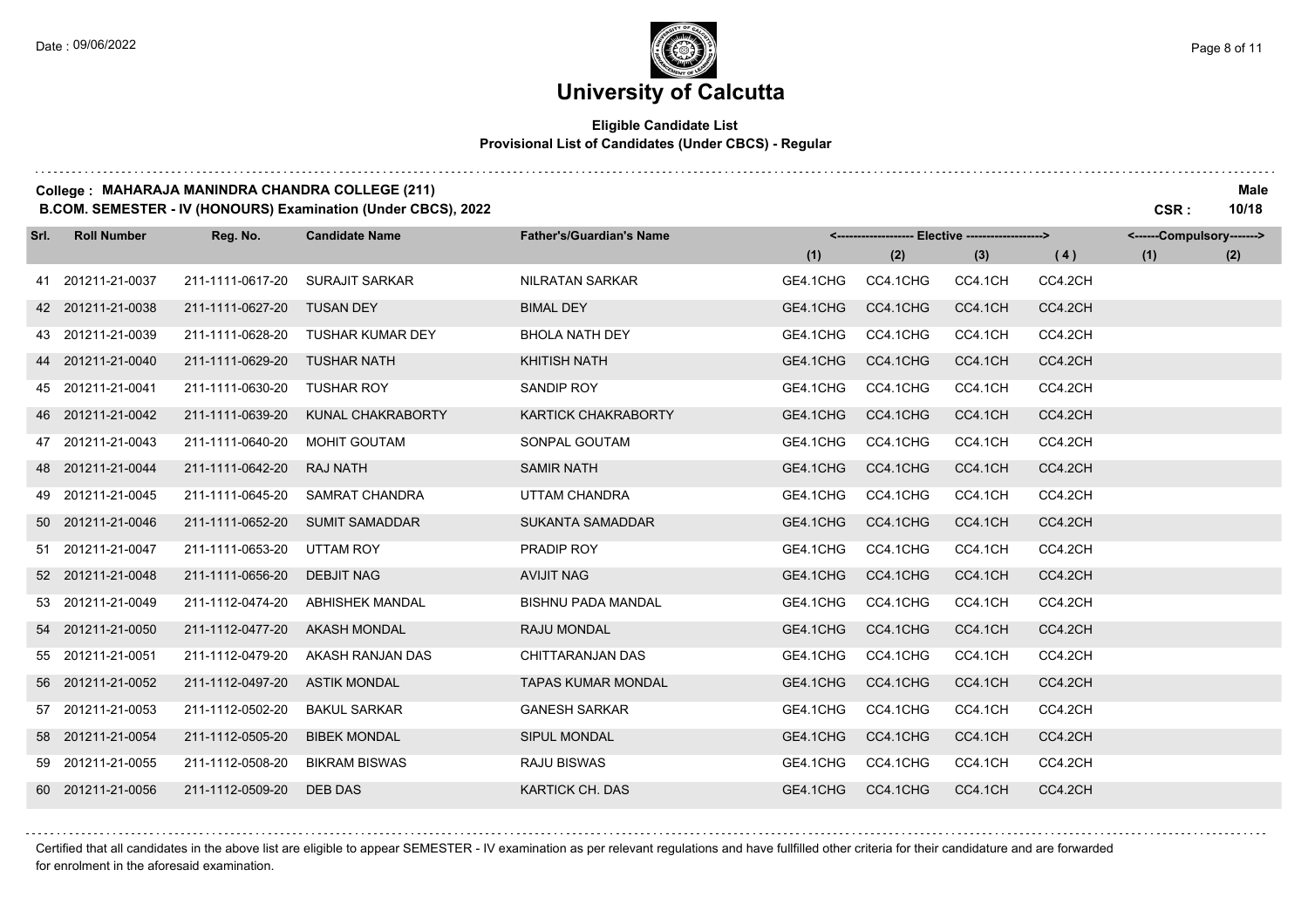Date : 09/06/2022

# University of Calcutta

**Eligible Candidate List**
**Provisional List of Candidates (Under CBCS) - Regular**

**College : MAHARAJA MANINDRA CHANDRA COLLEGE (211)**
**B.COM. SEMESTER - IV (HONOURS) Examination (Under CBCS), 2022**

**Male**
**CSR : 10/18**

| Srl. | Roll Number | Reg. No. | Candidate Name | Father's/Guardian's Name | Elective (1) | Elective (2) | Elective (3) | Elective (4) | Compulsory (1) | Compulsory (2) |
|---|---|---|---|---|---|---|---|---|---|---|
| 41 | 201211-21-0037 | 211-1111-0617-20 | SURAJIT SARKAR | NILRATAN SARKAR | GE4.1CHG | CC4.1CHG | CC4.1CH | CC4.2CH | | |
| 42 | 201211-21-0038 | 211-1111-0627-20 | TUSAN DEY | BIMAL DEY | GE4.1CHG | CC4.1CHG | CC4.1CH | CC4.2CH | | |
| 43 | 201211-21-0039 | 211-1111-0628-20 | TUSHAR KUMAR DEY | BHOLA NATH DEY | GE4.1CHG | CC4.1CHG | CC4.1CH | CC4.2CH | | |
| 44 | 201211-21-0040 | 211-1111-0629-20 | TUSHAR NATH | KHITISH NATH | GE4.1CHG | CC4.1CHG | CC4.1CH | CC4.2CH | | |
| 45 | 201211-21-0041 | 211-1111-0630-20 | TUSHAR ROY | SANDIP ROY | GE4.1CHG | CC4.1CHG | CC4.1CH | CC4.2CH | | |
| 46 | 201211-21-0042 | 211-1111-0639-20 | KUNAL CHAKRABORTY | KARTICK CHAKRABORTY | GE4.1CHG | CC4.1CHG | CC4.1CH | CC4.2CH | | |
| 47 | 201211-21-0043 | 211-1111-0640-20 | MOHIT GOUTAM | SONPAL GOUTAM | GE4.1CHG | CC4.1CHG | CC4.1CH | CC4.2CH | | |
| 48 | 201211-21-0044 | 211-1111-0642-20 | RAJ NATH | SAMIR NATH | GE4.1CHG | CC4.1CHG | CC4.1CH | CC4.2CH | | |
| 49 | 201211-21-0045 | 211-1111-0645-20 | SAMRAT CHANDRA | UTTAM CHANDRA | GE4.1CHG | CC4.1CHG | CC4.1CH | CC4.2CH | | |
| 50 | 201211-21-0046 | 211-1111-0652-20 | SUMIT SAMADDAR | SUKANTA SAMADDAR | GE4.1CHG | CC4.1CHG | CC4.1CH | CC4.2CH | | |
| 51 | 201211-21-0047 | 211-1111-0653-20 | UTTAM ROY | PRADIP ROY | GE4.1CHG | CC4.1CHG | CC4.1CH | CC4.2CH | | |
| 52 | 201211-21-0048 | 211-1111-0656-20 | DEBJIT NAG | AVIJIT NAG | GE4.1CHG | CC4.1CHG | CC4.1CH | CC4.2CH | | |
| 53 | 201211-21-0049 | 211-1112-0474-20 | ABHISHEK MANDAL | BISHNU PADA MANDAL | GE4.1CHG | CC4.1CHG | CC4.1CH | CC4.2CH | | |
| 54 | 201211-21-0050 | 211-1112-0477-20 | AKASH MONDAL | RAJU MONDAL | GE4.1CHG | CC4.1CHG | CC4.1CH | CC4.2CH | | |
| 55 | 201211-21-0051 | 211-1112-0479-20 | AKASH RANJAN DAS | CHITTARANJAN DAS | GE4.1CHG | CC4.1CHG | CC4.1CH | CC4.2CH | | |
| 56 | 201211-21-0052 | 211-1112-0497-20 | ASTIK MONDAL | TAPAS KUMAR MONDAL | GE4.1CHG | CC4.1CHG | CC4.1CH | CC4.2CH | | |
| 57 | 201211-21-0053 | 211-1112-0502-20 | BAKUL SARKAR | GANESH SARKAR | GE4.1CHG | CC4.1CHG | CC4.1CH | CC4.2CH | | |
| 58 | 201211-21-0054 | 211-1112-0505-20 | BIBEK MONDAL | SIPUL MONDAL | GE4.1CHG | CC4.1CHG | CC4.1CH | CC4.2CH | | |
| 59 | 201211-21-0055 | 211-1112-0508-20 | BIKRAM BISWAS | RAJU BISWAS | GE4.1CHG | CC4.1CHG | CC4.1CH | CC4.2CH | | |
| 60 | 201211-21-0056 | 211-1112-0509-20 | DEB DAS | KARTICK CH. DAS | GE4.1CHG | CC4.1CHG | CC4.1CH | CC4.2CH | | |

Certified that all candidates in the above list are eligible to appear SEMESTER - IV examination as per relevant regulations and have fullfilled other criteria for their candidature and are forwarded for enrolment in the aforesaid examination.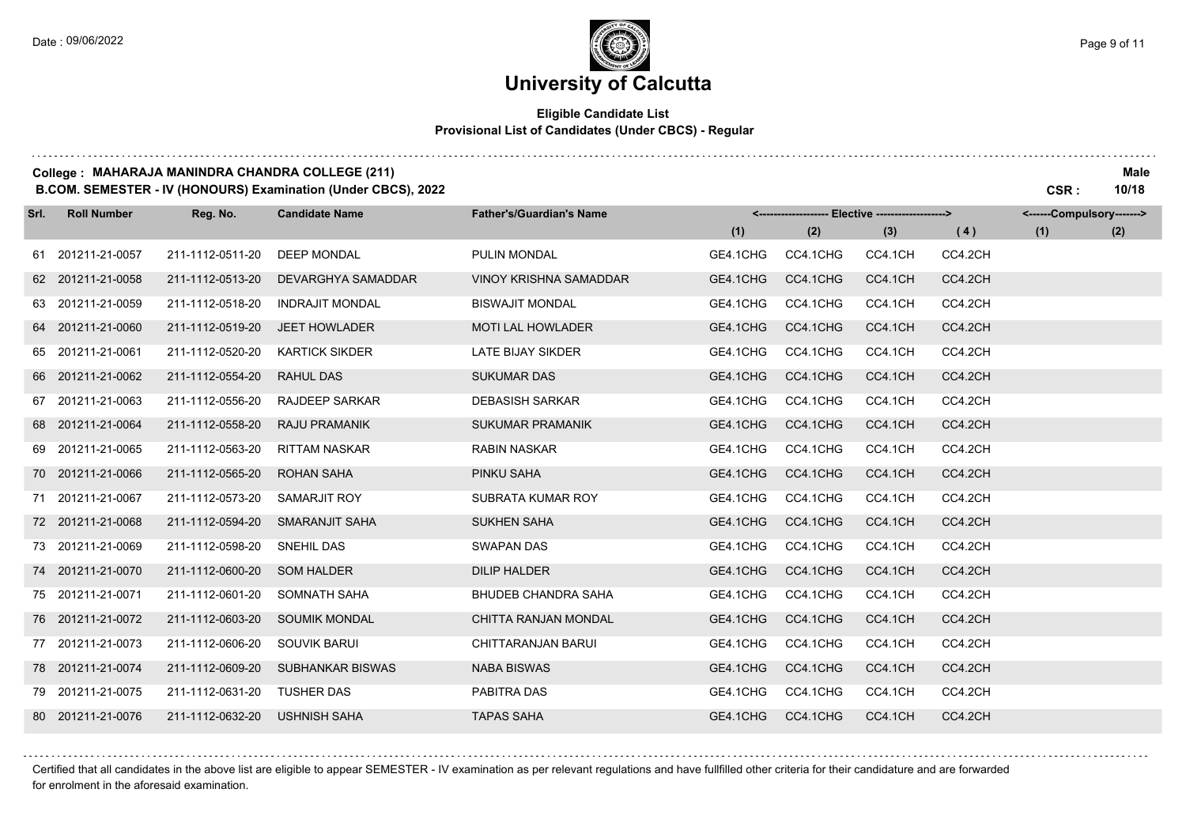# University of Calcutta

## Eligible Candidate List
### Provisional List of Candidates (Under CBCS) - Regular

**College : MAHARAJA MANINDRA CHANDRA COLLEGE (211)** — **Male**

**B.COM. SEMESTER - IV (HONOURS) Examination (Under CBCS), 2022** — **CSR : 10/18**

| Srl. | Roll Number | Reg. No. | Candidate Name | Father's/Guardian's Name | Elective (1) | Elective (2) | Elective (3) | Elective (4) | Compulsory (1) | Compulsory (2) |
|---|---|---|---|---|---|---|---|---|---|---|
| 61 | 201211-21-0057 | 211-1112-0511-20 | DEEP MONDAL | PULIN MONDAL | GE4.1CHG | CC4.1CHG | CC4.1CH | CC4.2CH | | |
| 62 | 201211-21-0058 | 211-1112-0513-20 | DEVARGHYA SAMADDAR | VINOY KRISHNA SAMADDAR | GE4.1CHG | CC4.1CHG | CC4.1CH | CC4.2CH | | |
| 63 | 201211-21-0059 | 211-1112-0518-20 | INDRAJIT MONDAL | BISWAJIT MONDAL | GE4.1CHG | CC4.1CHG | CC4.1CH | CC4.2CH | | |
| 64 | 201211-21-0060 | 211-1112-0519-20 | JEET HOWLADER | MOTI LAL HOWLADER | GE4.1CHG | CC4.1CHG | CC4.1CH | CC4.2CH | | |
| 65 | 201211-21-0061 | 211-1112-0520-20 | KARTICK SIKDER | LATE BIJAY SIKDER | GE4.1CHG | CC4.1CHG | CC4.1CH | CC4.2CH | | |
| 66 | 201211-21-0062 | 211-1112-0554-20 | RAHUL DAS | SUKUMAR DAS | GE4.1CHG | CC4.1CHG | CC4.1CH | CC4.2CH | | |
| 67 | 201211-21-0063 | 211-1112-0556-20 | RAJDEEP SARKAR | DEBASISH SARKAR | GE4.1CHG | CC4.1CHG | CC4.1CH | CC4.2CH | | |
| 68 | 201211-21-0064 | 211-1112-0558-20 | RAJU PRAMANIK | SUKUMAR PRAMANIK | GE4.1CHG | CC4.1CHG | CC4.1CH | CC4.2CH | | |
| 69 | 201211-21-0065 | 211-1112-0563-20 | RITTAM NASKAR | RABIN NASKAR | GE4.1CHG | CC4.1CHG | CC4.1CH | CC4.2CH | | |
| 70 | 201211-21-0066 | 211-1112-0565-20 | ROHAN SAHA | PINKU SAHA | GE4.1CHG | CC4.1CHG | CC4.1CH | CC4.2CH | | |
| 71 | 201211-21-0067 | 211-1112-0573-20 | SAMARJIT ROY | SUBRATA KUMAR ROY | GE4.1CHG | CC4.1CHG | CC4.1CH | CC4.2CH | | |
| 72 | 201211-21-0068 | 211-1112-0594-20 | SMARANJIT SAHA | SUKHEN SAHA | GE4.1CHG | CC4.1CHG | CC4.1CH | CC4.2CH | | |
| 73 | 201211-21-0069 | 211-1112-0598-20 | SNEHIL DAS | SWAPAN DAS | GE4.1CHG | CC4.1CHG | CC4.1CH | CC4.2CH | | |
| 74 | 201211-21-0070 | 211-1112-0600-20 | SOM HALDER | DILIP HALDER | GE4.1CHG | CC4.1CHG | CC4.1CH | CC4.2CH | | |
| 75 | 201211-21-0071 | 211-1112-0601-20 | SOMNATH SAHA | BHUDEB CHANDRA SAHA | GE4.1CHG | CC4.1CHG | CC4.1CH | CC4.2CH | | |
| 76 | 201211-21-0072 | 211-1112-0603-20 | SOUMIK MONDAL | CHITTA RANJAN MONDAL | GE4.1CHG | CC4.1CHG | CC4.1CH | CC4.2CH | | |
| 77 | 201211-21-0073 | 211-1112-0606-20 | SOUVIK BARUI | CHITTARANJAN BARUI | GE4.1CHG | CC4.1CHG | CC4.1CH | CC4.2CH | | |
| 78 | 201211-21-0074 | 211-1112-0609-20 | SUBHANKAR BISWAS | NABA BISWAS | GE4.1CHG | CC4.1CHG | CC4.1CH | CC4.2CH | | |
| 79 | 201211-21-0075 | 211-1112-0631-20 | TUSHER DAS | PABITRA DAS | GE4.1CHG | CC4.1CHG | CC4.1CH | CC4.2CH | | |
| 80 | 201211-21-0076 | 211-1112-0632-20 | USHNISH SAHA | TAPAS SAHA | GE4.1CHG | CC4.1CHG | CC4.1CH | CC4.2CH | | |

Certified that all candidates in the above list are eligible to appear SEMESTER - IV examination as per relevant regulations and have fullfilled other criteria for their candidature and are forwarded for enrolment in the aforesaid examination.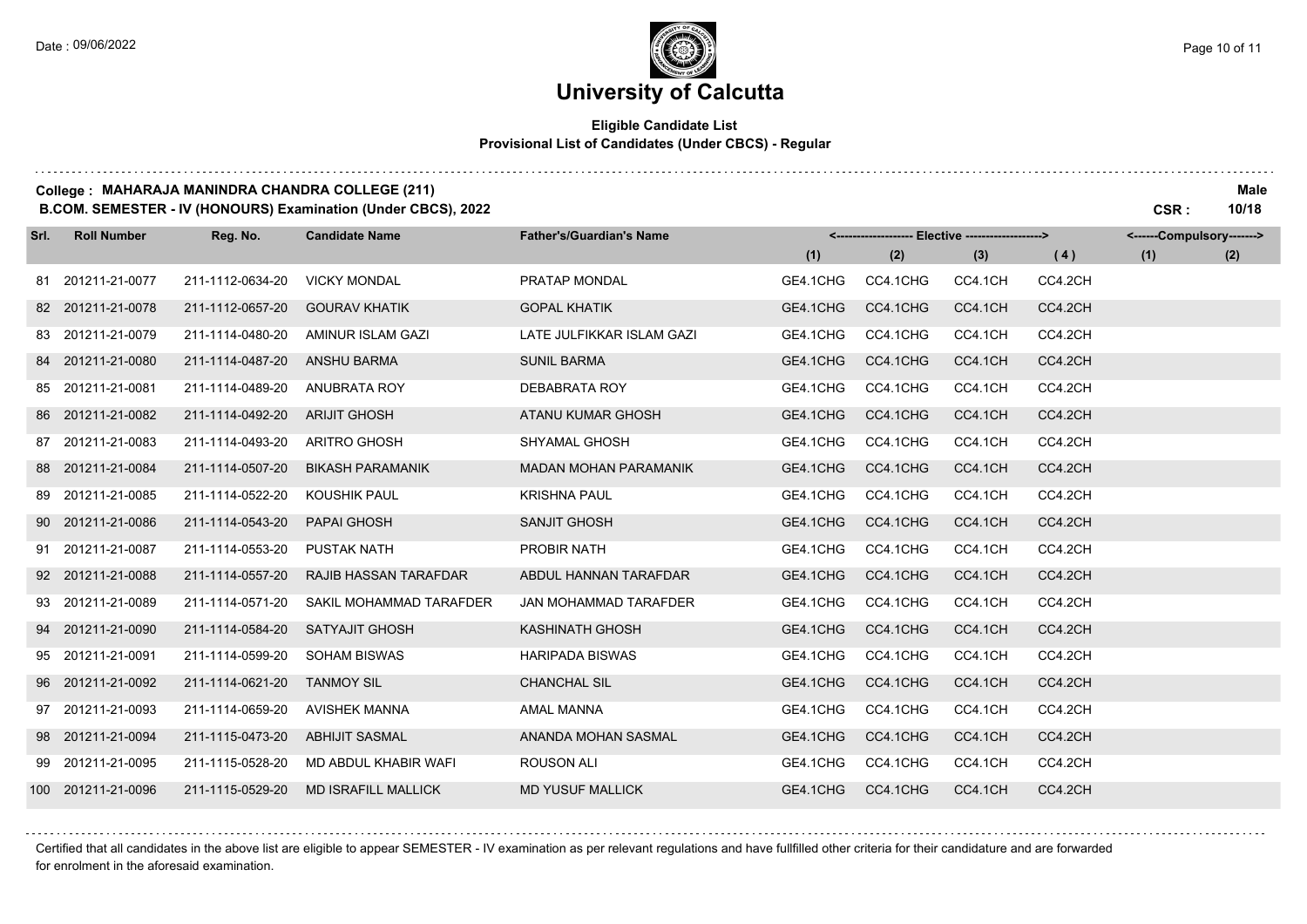# University of Calcutta

## Eligible Candidate List

### Provisional List of Candidates (Under CBCS) - Regular

**College : MAHARAJA MANINDRA CHANDRA COLLEGE (211)** — **Male**

**B.COM. SEMESTER - IV (HONOURS) Examination (Under CBCS), 2022** — **CSR : 10/18**

| Srl. | Roll Number | Reg. No. | Candidate Name | Father's/Guardian's Name | Elective (1) | Elective (2) | Elective (3) | Elective (4) | Compulsory (1) | Compulsory (2) |
|---|---|---|---|---|---|---|---|---|---|---|
| 81 | 201211-21-0077 | 211-1112-0634-20 | VICKY MONDAL | PRATAP MONDAL | GE4.1CHG | CC4.1CHG | CC4.1CH | CC4.2CH | | |
| 82 | 201211-21-0078 | 211-1112-0657-20 | GOURAV KHATIK | GOPAL KHATIK | GE4.1CHG | CC4.1CHG | CC4.1CH | CC4.2CH | | |
| 83 | 201211-21-0079 | 211-1114-0480-20 | AMINUR ISLAM GAZI | LATE JULFIKKAR ISLAM GAZI | GE4.1CHG | CC4.1CHG | CC4.1CH | CC4.2CH | | |
| 84 | 201211-21-0080 | 211-1114-0487-20 | ANSHU BARMA | SUNIL BARMA | GE4.1CHG | CC4.1CHG | CC4.1CH | CC4.2CH | | |
| 85 | 201211-21-0081 | 211-1114-0489-20 | ANUBRATA ROY | DEBABRATA ROY | GE4.1CHG | CC4.1CHG | CC4.1CH | CC4.2CH | | |
| 86 | 201211-21-0082 | 211-1114-0492-20 | ARIJIT GHOSH | ATANU KUMAR GHOSH | GE4.1CHG | CC4.1CHG | CC4.1CH | CC4.2CH | | |
| 87 | 201211-21-0083 | 211-1114-0493-20 | ARITRO GHOSH | SHYAMAL GHOSH | GE4.1CHG | CC4.1CHG | CC4.1CH | CC4.2CH | | |
| 88 | 201211-21-0084 | 211-1114-0507-20 | BIKASH PARAMANIK | MADAN MOHAN PARAMANIK | GE4.1CHG | CC4.1CHG | CC4.1CH | CC4.2CH | | |
| 89 | 201211-21-0085 | 211-1114-0522-20 | KOUSHIK PAUL | KRISHNA PAUL | GE4.1CHG | CC4.1CHG | CC4.1CH | CC4.2CH | | |
| 90 | 201211-21-0086 | 211-1114-0543-20 | PAPAI GHOSH | SANJIT GHOSH | GE4.1CHG | CC4.1CHG | CC4.1CH | CC4.2CH | | |
| 91 | 201211-21-0087 | 211-1114-0553-20 | PUSTAK NATH | PROBIR NATH | GE4.1CHG | CC4.1CHG | CC4.1CH | CC4.2CH | | |
| 92 | 201211-21-0088 | 211-1114-0557-20 | RAJIB HASSAN TARAFDAR | ABDUL HANNAN TARAFDAR | GE4.1CHG | CC4.1CHG | CC4.1CH | CC4.2CH | | |
| 93 | 201211-21-0089 | 211-1114-0571-20 | SAKIL MOHAMMAD TARAFDER | JAN MOHAMMAD TARAFDER | GE4.1CHG | CC4.1CHG | CC4.1CH | CC4.2CH | | |
| 94 | 201211-21-0090 | 211-1114-0584-20 | SATYAJIT GHOSH | KASHINATH GHOSH | GE4.1CHG | CC4.1CHG | CC4.1CH | CC4.2CH | | |
| 95 | 201211-21-0091 | 211-1114-0599-20 | SOHAM BISWAS | HARIPADA BISWAS | GE4.1CHG | CC4.1CHG | CC4.1CH | CC4.2CH | | |
| 96 | 201211-21-0092 | 211-1114-0621-20 | TANMOY SIL | CHANCHAL SIL | GE4.1CHG | CC4.1CHG | CC4.1CH | CC4.2CH | | |
| 97 | 201211-21-0093 | 211-1114-0659-20 | AVISHEK MANNA | AMAL MANNA | GE4.1CHG | CC4.1CHG | CC4.1CH | CC4.2CH | | |
| 98 | 201211-21-0094 | 211-1115-0473-20 | ABHIJIT SASMAL | ANANDA MOHAN SASMAL | GE4.1CHG | CC4.1CHG | CC4.1CH | CC4.2CH | | |
| 99 | 201211-21-0095 | 211-1115-0528-20 | MD ABDUL KHABIR WAFI | ROUSON ALI | GE4.1CHG | CC4.1CHG | CC4.1CH | CC4.2CH | | |
| 100 | 201211-21-0096 | 211-1115-0529-20 | MD ISRAFILL MALLICK | MD YUSUF MALLICK | GE4.1CHG | CC4.1CHG | CC4.1CH | CC4.2CH | | |

Certified that all candidates in the above list are eligible to appear SEMESTER - IV examination as per relevant regulations and have fullfilled other criteria for their candidature and are forwarded for enrolment in the aforesaid examination.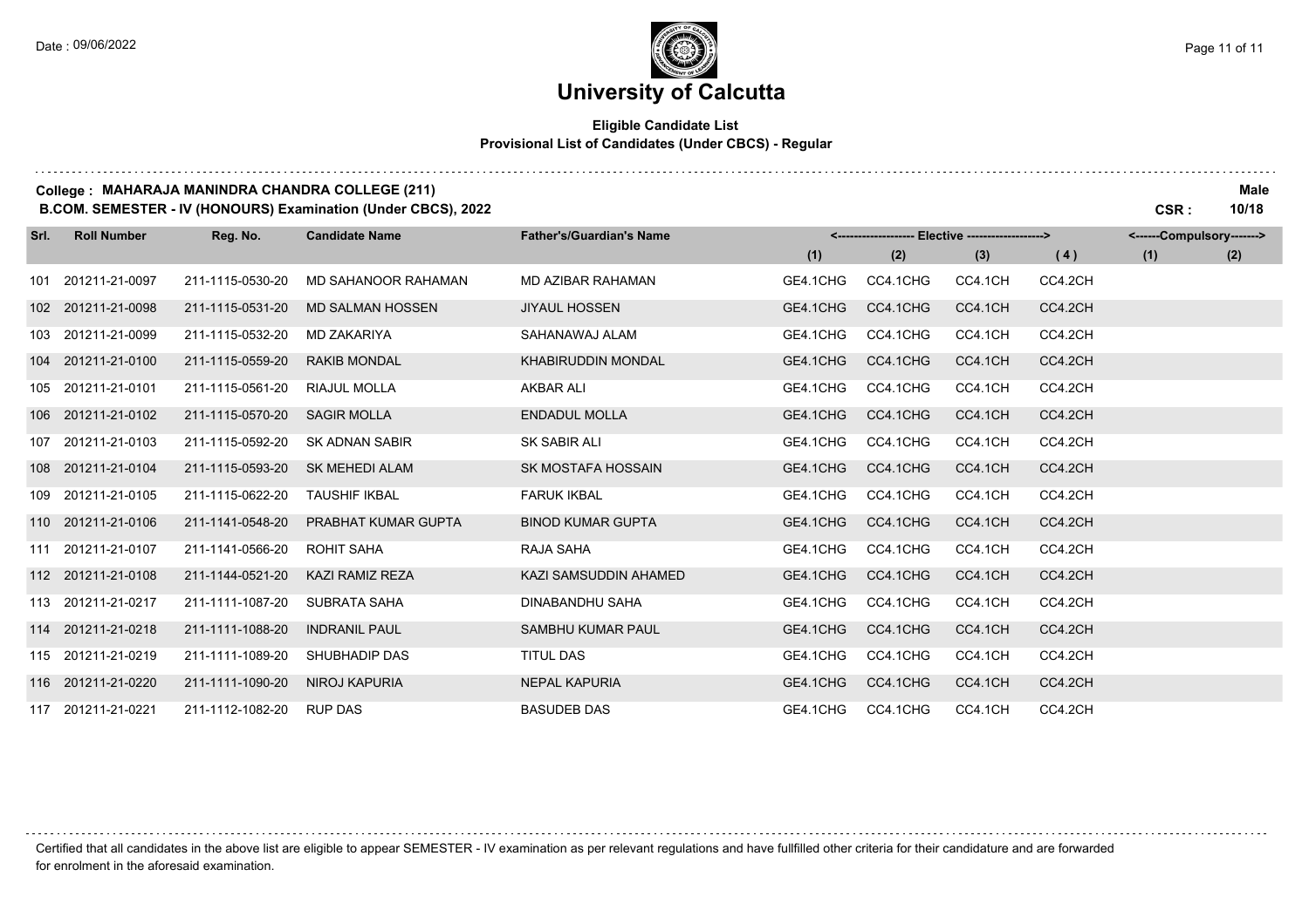# University of Calcutta

**Eligible Candidate List**
**Provisional List of Candidates (Under CBCS) - Regular**

**College : MAHARAJA MANINDRA CHANDRA COLLEGE (211)** **Male**
**B.COM. SEMESTER - IV (HONOURS) Examination (Under CBCS), 2022** **CSR : 10/18**

| Srl. | Roll Number | Reg. No. | Candidate Name | Father's/Guardian's Name | Elective (1) | Elective (2) | Elective (3) | Elective (4) | Compulsory (1) | Compulsory (2) |
|---|---|---|---|---|---|---|---|---|---|---|
| 101 | 201211-21-0097 | 211-1115-0530-20 | MD SAHANOOR RAHAMAN | MD AZIBAR RAHAMAN | GE4.1CHG | CC4.1CHG | CC4.1CH | CC4.2CH | | |
| 102 | 201211-21-0098 | 211-1115-0531-20 | MD SALMAN HOSSEN | JIYAUL HOSSEN | GE4.1CHG | CC4.1CHG | CC4.1CH | CC4.2CH | | |
| 103 | 201211-21-0099 | 211-1115-0532-20 | MD ZAKARIYA | SAHANAWAJ ALAM | GE4.1CHG | CC4.1CHG | CC4.1CH | CC4.2CH | | |
| 104 | 201211-21-0100 | 211-1115-0559-20 | RAKIB MONDAL | KHABIRUDDIN MONDAL | GE4.1CHG | CC4.1CHG | CC4.1CH | CC4.2CH | | |
| 105 | 201211-21-0101 | 211-1115-0561-20 | RIAJUL MOLLA | AKBAR ALI | GE4.1CHG | CC4.1CHG | CC4.1CH | CC4.2CH | | |
| 106 | 201211-21-0102 | 211-1115-0570-20 | SAGIR MOLLA | ENDADUL MOLLA | GE4.1CHG | CC4.1CHG | CC4.1CH | CC4.2CH | | |
| 107 | 201211-21-0103 | 211-1115-0592-20 | SK ADNAN SABIR | SK SABIR ALI | GE4.1CHG | CC4.1CHG | CC4.1CH | CC4.2CH | | |
| 108 | 201211-21-0104 | 211-1115-0593-20 | SK MEHEDI ALAM | SK MOSTAFA HOSSAIN | GE4.1CHG | CC4.1CHG | CC4.1CH | CC4.2CH | | |
| 109 | 201211-21-0105 | 211-1115-0622-20 | TAUSHIF IKBAL | FARUK IKBAL | GE4.1CHG | CC4.1CHG | CC4.1CH | CC4.2CH | | |
| 110 | 201211-21-0106 | 211-1141-0548-20 | PRABHAT KUMAR GUPTA | BINOD KUMAR GUPTA | GE4.1CHG | CC4.1CHG | CC4.1CH | CC4.2CH | | |
| 111 | 201211-21-0107 | 211-1141-0566-20 | ROHIT SAHA | RAJA SAHA | GE4.1CHG | CC4.1CHG | CC4.1CH | CC4.2CH | | |
| 112 | 201211-21-0108 | 211-1144-0521-20 | KAZI RAMIZ REZA | KAZI SAMSUDDIN AHAMED | GE4.1CHG | CC4.1CHG | CC4.1CH | CC4.2CH | | |
| 113 | 201211-21-0217 | 211-1111-1087-20 | SUBRATA SAHA | DINABANDHU SAHA | GE4.1CHG | CC4.1CHG | CC4.1CH | CC4.2CH | | |
| 114 | 201211-21-0218 | 211-1111-1088-20 | INDRANIL PAUL | SAMBHU KUMAR PAUL | GE4.1CHG | CC4.1CHG | CC4.1CH | CC4.2CH | | |
| 115 | 201211-21-0219 | 211-1111-1089-20 | SHUBHADIP DAS | TITUL DAS | GE4.1CHG | CC4.1CHG | CC4.1CH | CC4.2CH | | |
| 116 | 201211-21-0220 | 211-1111-1090-20 | NIROJ KAPURIA | NEPAL KAPURIA | GE4.1CHG | CC4.1CHG | CC4.1CH | CC4.2CH | | |
| 117 | 201211-21-0221 | 211-1112-1082-20 | RUP DAS | BASUDEB DAS | GE4.1CHG | CC4.1CHG | CC4.1CH | CC4.2CH | | |

Certified that all candidates in the above list are eligible to appear SEMESTER - IV examination as per relevant regulations and have fullfilled other criteria for their candidature and are forwarded for enrolment in the aforesaid examination.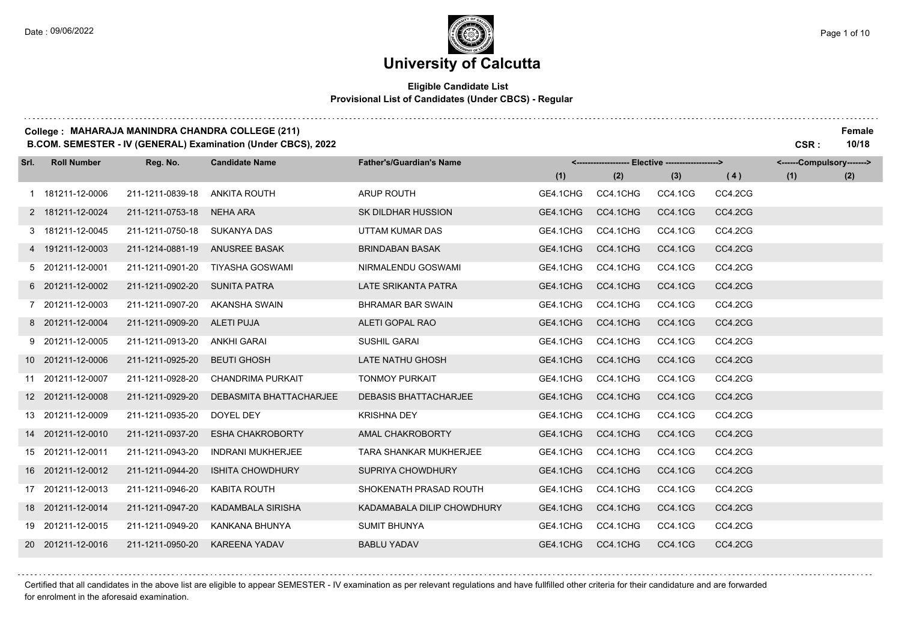# University of Calcutta

**Eligible Candidate List**
**Provisional List of Candidates (Under CBCS) - Regular**

**College : MAHARAJA MANINDRA CHANDRA COLLEGE (211)** — **Female**
**B.COM. SEMESTER - IV (GENERAL) Examination (Under CBCS), 2022** — **CSR : 10/18**

| Srl. | Roll Number | Reg. No. | Candidate Name | Father's/Guardian's Name | Elective (1) | Elective (2) | Elective (3) | Elective (4) | Compulsory (1) | Compulsory (2) |
|---|---|---|---|---|---|---|---|---|---|---|
| 1 | 181211-12-0006 | 211-1211-0839-18 | ANKITA ROUTH | ARUP ROUTH | GE4.1CHG | CC4.1CHG | CC4.1CG | CC4.2CG | | |
| 2 | 181211-12-0024 | 211-1211-0753-18 | NEHA ARA | SK DILDHAR HUSSION | GE4.1CHG | CC4.1CHG | CC4.1CG | CC4.2CG | | |
| 3 | 181211-12-0045 | 211-1211-0750-18 | SUKANYA DAS | UTTAM KUMAR DAS | GE4.1CHG | CC4.1CHG | CC4.1CG | CC4.2CG | | |
| 4 | 191211-12-0003 | 211-1214-0881-19 | ANUSREE BASAK | BRINDABAN BASAK | GE4.1CHG | CC4.1CHG | CC4.1CG | CC4.2CG | | |
| 5 | 201211-12-0001 | 211-1211-0901-20 | TIYASHA GOSWAMI | NIRMALENDU GOSWAMI | GE4.1CHG | CC4.1CHG | CC4.1CG | CC4.2CG | | |
| 6 | 201211-12-0002 | 211-1211-0902-20 | SUNITA PATRA | LATE SRIKANTA PATRA | GE4.1CHG | CC4.1CHG | CC4.1CG | CC4.2CG | | |
| 7 | 201211-12-0003 | 211-1211-0907-20 | AKANSHA SWAIN | BHRAMAR BAR SWAIN | GE4.1CHG | CC4.1CHG | CC4.1CG | CC4.2CG | | |
| 8 | 201211-12-0004 | 211-1211-0909-20 | ALETI PUJA | ALETI GOPAL RAO | GE4.1CHG | CC4.1CHG | CC4.1CG | CC4.2CG | | |
| 9 | 201211-12-0005 | 211-1211-0913-20 | ANKHI GARAI | SUSHIL GARAI | GE4.1CHG | CC4.1CHG | CC4.1CG | CC4.2CG | | |
| 10 | 201211-12-0006 | 211-1211-0925-20 | BEUTI GHOSH | LATE NATHU GHOSH | GE4.1CHG | CC4.1CHG | CC4.1CG | CC4.2CG | | |
| 11 | 201211-12-0007 | 211-1211-0928-20 | CHANDRIMA PURKAIT | TONMOY PURKAIT | GE4.1CHG | CC4.1CHG | CC4.1CG | CC4.2CG | | |
| 12 | 201211-12-0008 | 211-1211-0929-20 | DEBASMITA BHATTACHARJEE | DEBASIS BHATTACHARJEE | GE4.1CHG | CC4.1CHG | CC4.1CG | CC4.2CG | | |
| 13 | 201211-12-0009 | 211-1211-0935-20 | DOYEL DEY | KRISHNA DEY | GE4.1CHG | CC4.1CHG | CC4.1CG | CC4.2CG | | |
| 14 | 201211-12-0010 | 211-1211-0937-20 | ESHA CHAKROBORTY | AMAL CHAKROBORTY | GE4.1CHG | CC4.1CHG | CC4.1CG | CC4.2CG | | |
| 15 | 201211-12-0011 | 211-1211-0943-20 | INDRANI MUKHERJEE | TARA SHANKAR MUKHERJEE | GE4.1CHG | CC4.1CHG | CC4.1CG | CC4.2CG | | |
| 16 | 201211-12-0012 | 211-1211-0944-20 | ISHITA CHOWDHURY | SUPRIYA CHOWDHURY | GE4.1CHG | CC4.1CHG | CC4.1CG | CC4.2CG | | |
| 17 | 201211-12-0013 | 211-1211-0946-20 | KABITA ROUTH | SHOKENATH PRASAD ROUTH | GE4.1CHG | CC4.1CHG | CC4.1CG | CC4.2CG | | |
| 18 | 201211-12-0014 | 211-1211-0947-20 | KADAMBALA SIRISHA | KADAMABALA DILIP CHOWDHURY | GE4.1CHG | CC4.1CHG | CC4.1CG | CC4.2CG | | |
| 19 | 201211-12-0015 | 211-1211-0949-20 | KANKANA BHUNYA | SUMIT BHUNYA | GE4.1CHG | CC4.1CHG | CC4.1CG | CC4.2CG | | |
| 20 | 201211-12-0016 | 211-1211-0950-20 | KAREENA YADAV | BABLU YADAV | GE4.1CHG | CC4.1CHG | CC4.1CG | CC4.2CG | | |

Certified that all candidates in the above list are eligible to appear SEMESTER - IV examination as per relevant regulations and have fullfilled other criteria for their candidature and are forwarded for enrolment in the aforesaid examination.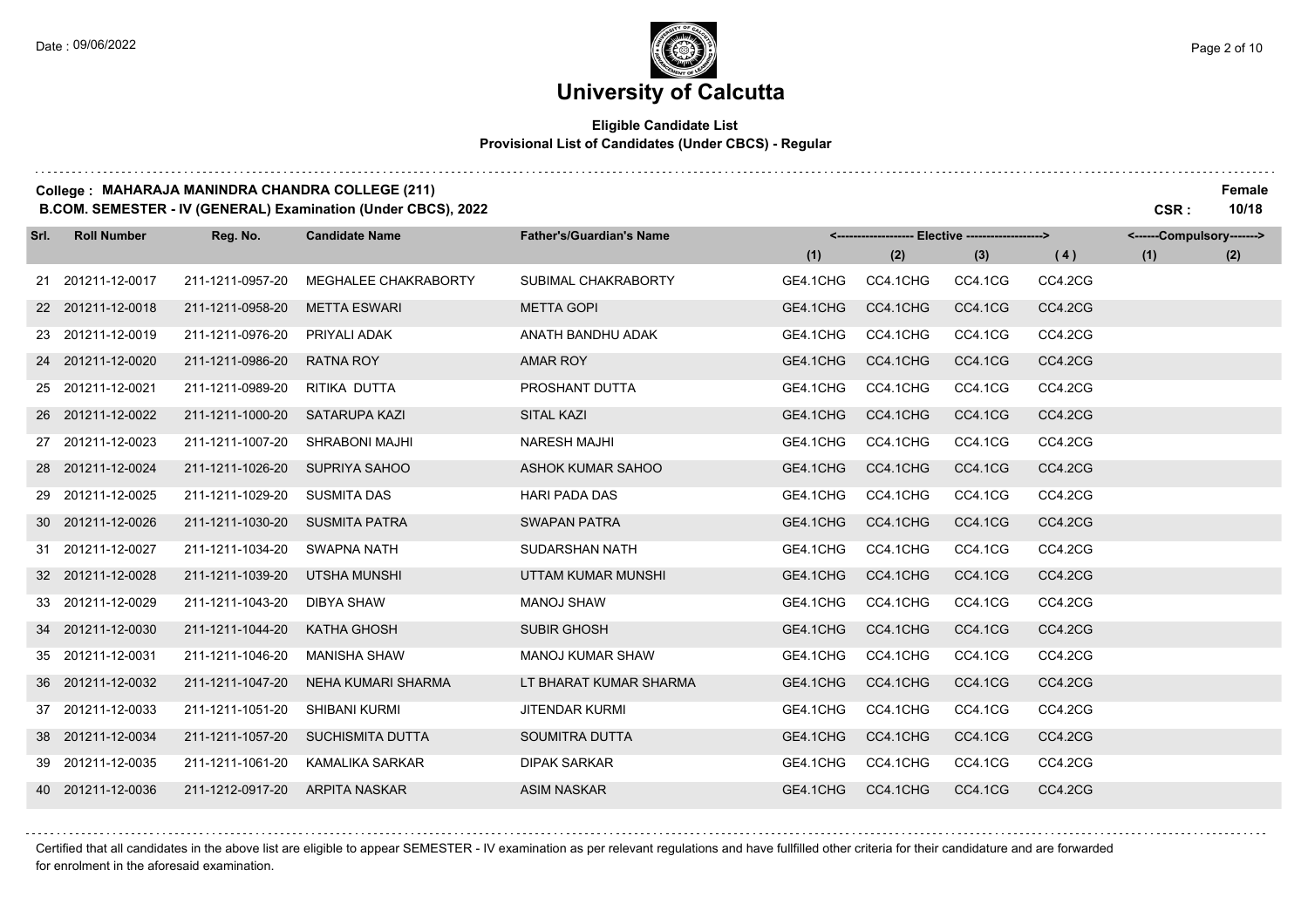# University of Calcutta

**Eligible Candidate List**
**Provisional List of Candidates (Under CBCS) - Regular**

**College : MAHARAJA MANINDRA CHANDRA COLLEGE (211)** — **Female**
**B.COM. SEMESTER - IV (GENERAL) Examination (Under CBCS), 2022** — **CSR : 10/18**

| Srl. | Roll Number | Reg. No. | Candidate Name | Father's/Guardian's Name | Elective (1) | Elective (2) | Elective (3) | Elective (4) | Compulsory (1) | Compulsory (2) |
|---|---|---|---|---|---|---|---|---|---|---|
| 21 | 201211-12-0017 | 211-1211-0957-20 | MEGHALEE CHAKRABORTY | SUBIMAL CHAKRABORTY | GE4.1CHG | CC4.1CHG | CC4.1CG | CC4.2CG | | |
| 22 | 201211-12-0018 | 211-1211-0958-20 | METTA ESWARI | METTA GOPI | GE4.1CHG | CC4.1CHG | CC4.1CG | CC4.2CG | | |
| 23 | 201211-12-0019 | 211-1211-0976-20 | PRIYALI ADAK | ANATH BANDHU ADAK | GE4.1CHG | CC4.1CHG | CC4.1CG | CC4.2CG | | |
| 24 | 201211-12-0020 | 211-1211-0986-20 | RATNA ROY | AMAR ROY | GE4.1CHG | CC4.1CHG | CC4.1CG | CC4.2CG | | |
| 25 | 201211-12-0021 | 211-1211-0989-20 | RITIKA DUTTA | PROSHANT DUTTA | GE4.1CHG | CC4.1CHG | CC4.1CG | CC4.2CG | | |
| 26 | 201211-12-0022 | 211-1211-1000-20 | SATARUPA KAZI | SITAL KAZI | GE4.1CHG | CC4.1CHG | CC4.1CG | CC4.2CG | | |
| 27 | 201211-12-0023 | 211-1211-1007-20 | SHRABONI MAJHI | NARESH MAJHI | GE4.1CHG | CC4.1CHG | CC4.1CG | CC4.2CG | | |
| 28 | 201211-12-0024 | 211-1211-1026-20 | SUPRIYA SAHOO | ASHOK KUMAR SAHOO | GE4.1CHG | CC4.1CHG | CC4.1CG | CC4.2CG | | |
| 29 | 201211-12-0025 | 211-1211-1029-20 | SUSMITA DAS | HARI PADA DAS | GE4.1CHG | CC4.1CHG | CC4.1CG | CC4.2CG | | |
| 30 | 201211-12-0026 | 211-1211-1030-20 | SUSMITA PATRA | SWAPAN PATRA | GE4.1CHG | CC4.1CHG | CC4.1CG | CC4.2CG | | |
| 31 | 201211-12-0027 | 211-1211-1034-20 | SWAPNA NATH | SUDARSHAN NATH | GE4.1CHG | CC4.1CHG | CC4.1CG | CC4.2CG | | |
| 32 | 201211-12-0028 | 211-1211-1039-20 | UTSHA MUNSHI | UTTAM KUMAR MUNSHI | GE4.1CHG | CC4.1CHG | CC4.1CG | CC4.2CG | | |
| 33 | 201211-12-0029 | 211-1211-1043-20 | DIBYA SHAW | MANOJ SHAW | GE4.1CHG | CC4.1CHG | CC4.1CG | CC4.2CG | | |
| 34 | 201211-12-0030 | 211-1211-1044-20 | KATHA GHOSH | SUBIR GHOSH | GE4.1CHG | CC4.1CHG | CC4.1CG | CC4.2CG | | |
| 35 | 201211-12-0031 | 211-1211-1046-20 | MANISHA SHAW | MANOJ KUMAR SHAW | GE4.1CHG | CC4.1CHG | CC4.1CG | CC4.2CG | | |
| 36 | 201211-12-0032 | 211-1211-1047-20 | NEHA KUMARI SHARMA | LT BHARAT KUMAR SHARMA | GE4.1CHG | CC4.1CHG | CC4.1CG | CC4.2CG | | |
| 37 | 201211-12-0033 | 211-1211-1051-20 | SHIBANI KURMI | JITENDAR KURMI | GE4.1CHG | CC4.1CHG | CC4.1CG | CC4.2CG | | |
| 38 | 201211-12-0034 | 211-1211-1057-20 | SUCHISMITA DUTTA | SOUMITRA DUTTA | GE4.1CHG | CC4.1CHG | CC4.1CG | CC4.2CG | | |
| 39 | 201211-12-0035 | 211-1211-1061-20 | KAMALIKA SARKAR | DIPAK SARKAR | GE4.1CHG | CC4.1CHG | CC4.1CG | CC4.2CG | | |
| 40 | 201211-12-0036 | 211-1212-0917-20 | ARPITA NASKAR | ASIM NASKAR | GE4.1CHG | CC4.1CHG | CC4.1CG | CC4.2CG | | |

Certified that all candidates in the above list are eligible to appear SEMESTER - IV examination as per relevant regulations and have fullfilled other criteria for their candidature and are forwarded for enrolment in the aforesaid examination.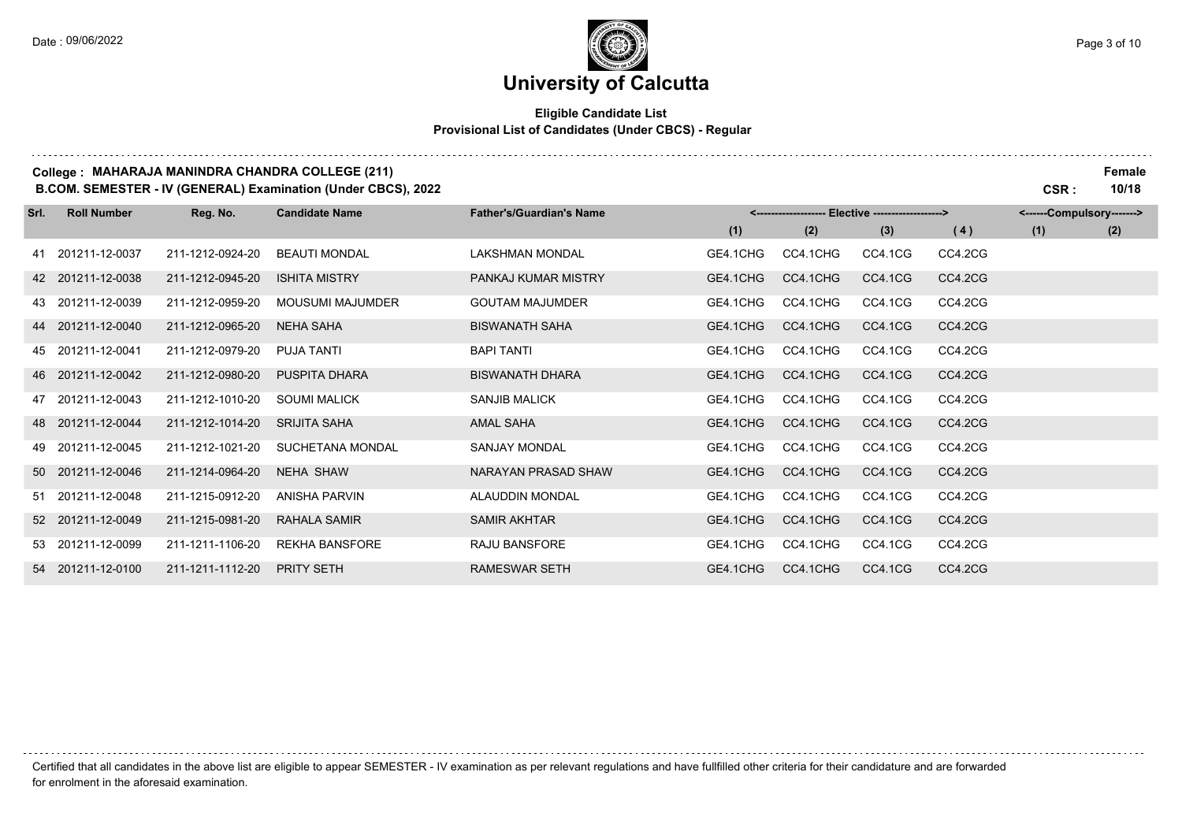# University of Calcutta

**Eligible Candidate List**
**Provisional List of Candidates (Under CBCS) - Regular**

**College : MAHARAJA MANINDRA CHANDRA COLLEGE (211)**
**B.COM. SEMESTER - IV (GENERAL) Examination (Under CBCS), 2022**

**Female**
**CSR : 10/18**

| Srl. | Roll Number | Reg. No. | Candidate Name | Father's/Guardian's Name | Elective (1) | Elective (2) | Elective (3) | Elective (4) | Compulsory (1) | Compulsory (2) |
|---|---|---|---|---|---|---|---|---|---|---|
| 41 | 201211-12-0037 | 211-1212-0924-20 | BEAUTI MONDAL | LAKSHMAN MONDAL | GE4.1CHG | CC4.1CHG | CC4.1CG | CC4.2CG | | |
| 42 | 201211-12-0038 | 211-1212-0945-20 | ISHITA MISTRY | PANKAJ KUMAR MISTRY | GE4.1CHG | CC4.1CHG | CC4.1CG | CC4.2CG | | |
| 43 | 201211-12-0039 | 211-1212-0959-20 | MOUSUMI MAJUMDER | GOUTAM MAJUMDER | GE4.1CHG | CC4.1CHG | CC4.1CG | CC4.2CG | | |
| 44 | 201211-12-0040 | 211-1212-0965-20 | NEHA SAHA | BISWANATH SAHA | GE4.1CHG | CC4.1CHG | CC4.1CG | CC4.2CG | | |
| 45 | 201211-12-0041 | 211-1212-0979-20 | PUJA TANTI | BAPI TANTI | GE4.1CHG | CC4.1CHG | CC4.1CG | CC4.2CG | | |
| 46 | 201211-12-0042 | 211-1212-0980-20 | PUSPITA DHARA | BISWANATH DHARA | GE4.1CHG | CC4.1CHG | CC4.1CG | CC4.2CG | | |
| 47 | 201211-12-0043 | 211-1212-1010-20 | SOUMI MALICK | SANJIB MALICK | GE4.1CHG | CC4.1CHG | CC4.1CG | CC4.2CG | | |
| 48 | 201211-12-0044 | 211-1212-1014-20 | SRIJITA SAHA | AMAL SAHA | GE4.1CHG | CC4.1CHG | CC4.1CG | CC4.2CG | | |
| 49 | 201211-12-0045 | 211-1212-1021-20 | SUCHETANA MONDAL | SANJAY MONDAL | GE4.1CHG | CC4.1CHG | CC4.1CG | CC4.2CG | | |
| 50 | 201211-12-0046 | 211-1214-0964-20 | NEHA SHAW | NARAYAN PRASAD SHAW | GE4.1CHG | CC4.1CHG | CC4.1CG | CC4.2CG | | |
| 51 | 201211-12-0048 | 211-1215-0912-20 | ANISHA PARVIN | ALAUDDIN MONDAL | GE4.1CHG | CC4.1CHG | CC4.1CG | CC4.2CG | | |
| 52 | 201211-12-0049 | 211-1215-0981-20 | RAHALA SAMIR | SAMIR AKHTAR | GE4.1CHG | CC4.1CHG | CC4.1CG | CC4.2CG | | |
| 53 | 201211-12-0099 | 211-1211-1106-20 | REKHA BANSFORE | RAJU BANSFORE | GE4.1CHG | CC4.1CHG | CC4.1CG | CC4.2CG | | |
| 54 | 201211-12-0100 | 211-1211-1112-20 | PRITY SETH | RAMESWAR SETH | GE4.1CHG | CC4.1CHG | CC4.1CG | CC4.2CG | | |

Certified that all candidates in the above list are eligible to appear SEMESTER - IV examination as per relevant regulations and have fullfilled other criteria for their candidature and are forwarded for enrolment in the aforesaid examination.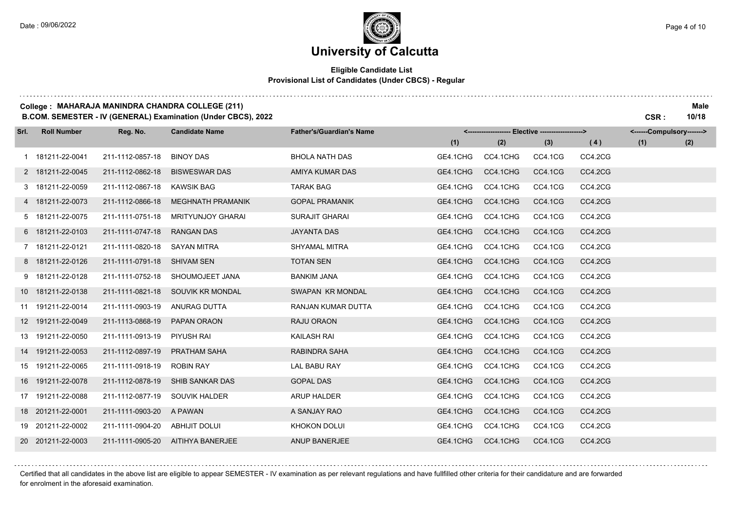# University of Calcutta

**Eligible Candidate List**
**Provisional List of Candidates (Under CBCS) - Regular**

**College : MAHARAJA MANINDRA CHANDRA COLLEGE (211)** **Male**
**B.COM. SEMESTER - IV (GENERAL) Examination (Under CBCS), 2022** **CSR : 10/18**

| Srl. | Roll Number | Reg. No. | Candidate Name | Father's/Guardian's Name | Elective | | | | Compulsory | |
|---|---|---|---|---|---|---|---|---|---|---|
| | | | | | (1) | (2) | (3) | (4) | (1) | (2) |
| 1 | 181211-22-0041 | 211-1112-0857-18 | BINOY DAS | BHOLA NATH DAS | GE4.1CHG | CC4.1CHG | CC4.1CG | CC4.2CG | | |
| 2 | 181211-22-0045 | 211-1112-0862-18 | BISWESWAR DAS | AMIYA KUMAR DAS | GE4.1CHG | CC4.1CHG | CC4.1CG | CC4.2CG | | |
| 3 | 181211-22-0059 | 211-1112-0867-18 | KAWSIK BAG | TARAK BAG | GE4.1CHG | CC4.1CHG | CC4.1CG | CC4.2CG | | |
| 4 | 181211-22-0073 | 211-1112-0866-18 | MEGHNATH PRAMANIK | GOPAL PRAMANIK | GE4.1CHG | CC4.1CHG | CC4.1CG | CC4.2CG | | |
| 5 | 181211-22-0075 | 211-1111-0751-18 | MRITYUNJOY GHARAI | SURAJIT GHARAI | GE4.1CHG | CC4.1CHG | CC4.1CG | CC4.2CG | | |
| 6 | 181211-22-0103 | 211-1111-0747-18 | RANGAN DAS | JAYANTA DAS | GE4.1CHG | CC4.1CHG | CC4.1CG | CC4.2CG | | |
| 7 | 181211-22-0121 | 211-1111-0820-18 | SAYAN MITRA | SHYAMAL MITRA | GE4.1CHG | CC4.1CHG | CC4.1CG | CC4.2CG | | |
| 8 | 181211-22-0126 | 211-1111-0791-18 | SHIVAM SEN | TOTAN SEN | GE4.1CHG | CC4.1CHG | CC4.1CG | CC4.2CG | | |
| 9 | 181211-22-0128 | 211-1111-0752-18 | SHOUMOJEET JANA | BANKIM JANA | GE4.1CHG | CC4.1CHG | CC4.1CG | CC4.2CG | | |
| 10 | 181211-22-0138 | 211-1111-0821-18 | SOUVIK KR MONDAL | SWAPAN KR MONDAL | GE4.1CHG | CC4.1CHG | CC4.1CG | CC4.2CG | | |
| 11 | 191211-22-0014 | 211-1111-0903-19 | ANURAG DUTTA | RANJAN KUMAR DUTTA | GE4.1CHG | CC4.1CHG | CC4.1CG | CC4.2CG | | |
| 12 | 191211-22-0049 | 211-1113-0868-19 | PAPAN ORAON | RAJU ORAON | GE4.1CHG | CC4.1CHG | CC4.1CG | CC4.2CG | | |
| 13 | 191211-22-0050 | 211-1111-0913-19 | PIYUSH RAI | KAILASH RAI | GE4.1CHG | CC4.1CHG | CC4.1CG | CC4.2CG | | |
| 14 | 191211-22-0053 | 211-1112-0897-19 | PRATHAM SAHA | RABINDRA SAHA | GE4.1CHG | CC4.1CHG | CC4.1CG | CC4.2CG | | |
| 15 | 191211-22-0065 | 211-1111-0918-19 | ROBIN RAY | LAL BABU RAY | GE4.1CHG | CC4.1CHG | CC4.1CG | CC4.2CG | | |
| 16 | 191211-22-0078 | 211-1112-0878-19 | SHIB SANKAR DAS | GOPAL DAS | GE4.1CHG | CC4.1CHG | CC4.1CG | CC4.2CG | | |
| 17 | 191211-22-0088 | 211-1112-0877-19 | SOUVIK HALDER | ARUP HALDER | GE4.1CHG | CC4.1CHG | CC4.1CG | CC4.2CG | | |
| 18 | 201211-22-0001 | 211-1111-0903-20 | A PAWAN | A SANJAY RAO | GE4.1CHG | CC4.1CHG | CC4.1CG | CC4.2CG | | |
| 19 | 201211-22-0002 | 211-1111-0904-20 | ABHIJIT DOLUI | KHOKON DOLUI | GE4.1CHG | CC4.1CHG | CC4.1CG | CC4.2CG | | |
| 20 | 201211-22-0003 | 211-1111-0905-20 | AITIHYA BANERJEE | ANUP BANERJEE | GE4.1CHG | CC4.1CHG | CC4.1CG | CC4.2CG | | |

Certified that all candidates in the above list are eligible to appear SEMESTER - IV examination as per relevant regulations and have fullfilled other criteria for their candidature and are forwarded for enrolment in the aforesaid examination.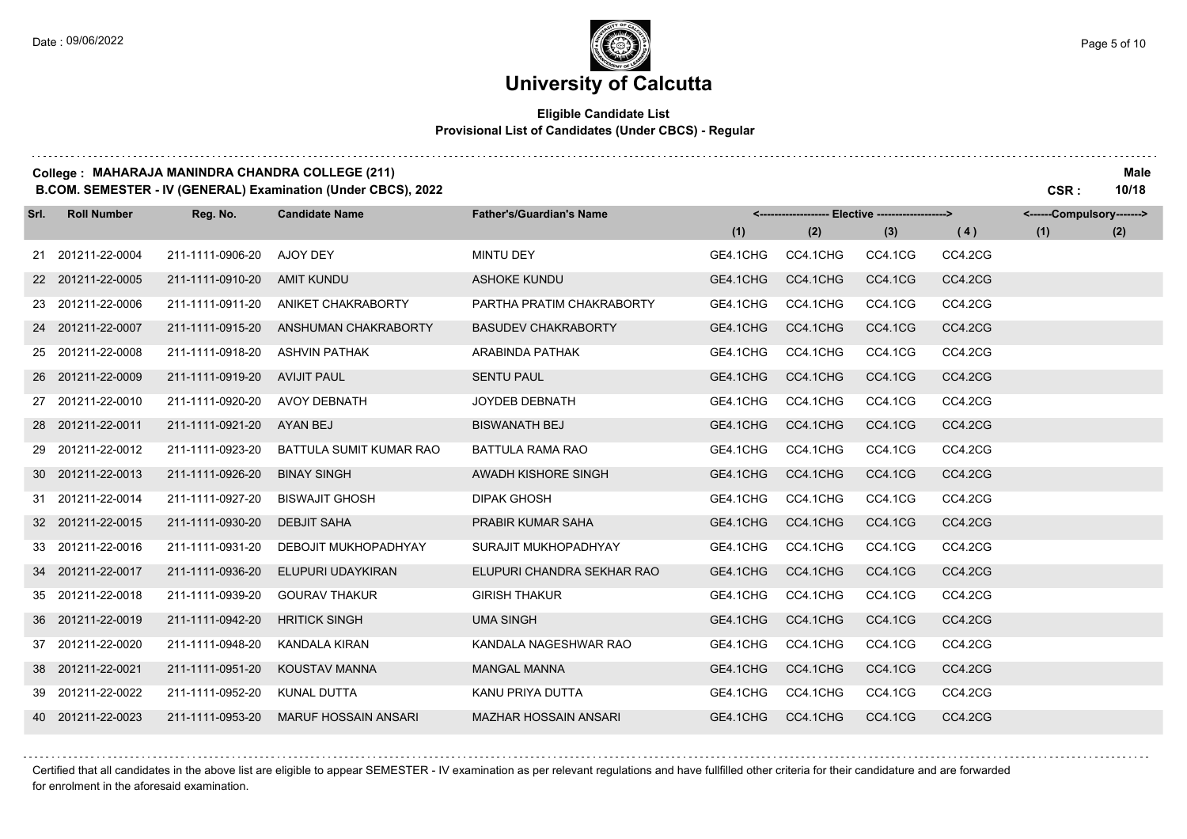# University of Calcutta

**Eligible Candidate List**
**Provisional List of Candidates (Under CBCS) - Regular**

**College : MAHARAJA MANINDRA CHANDRA COLLEGE (211)** **Male**
**B.COM. SEMESTER - IV (GENERAL) Examination (Under CBCS), 2022** **CSR : 10/18**

| Srl. | Roll Number | Reg. No. | Candidate Name | Father's/Guardian's Name | Elective (1) | Elective (2) | Elective (3) | Elective (4) | Compulsory (1) | Compulsory (2) |
|---|---|---|---|---|---|---|---|---|---|---|
| 21 | 201211-22-0004 | 211-1111-0906-20 | AJOY DEY | MINTU DEY | GE4.1CHG | CC4.1CHG | CC4.1CG | CC4.2CG | | |
| 22 | 201211-22-0005 | 211-1111-0910-20 | AMIT KUNDU | ASHOKE KUNDU | GE4.1CHG | CC4.1CHG | CC4.1CG | CC4.2CG | | |
| 23 | 201211-22-0006 | 211-1111-0911-20 | ANIKET CHAKRABORTY | PARTHA PRATIM CHAKRABORTY | GE4.1CHG | CC4.1CHG | CC4.1CG | CC4.2CG | | |
| 24 | 201211-22-0007 | 211-1111-0915-20 | ANSHUMAN CHAKRABORTY | BASUDEV CHAKRABORTY | GE4.1CHG | CC4.1CHG | CC4.1CG | CC4.2CG | | |
| 25 | 201211-22-0008 | 211-1111-0918-20 | ASHVIN PATHAK | ARABINDA PATHAK | GE4.1CHG | CC4.1CHG | CC4.1CG | CC4.2CG | | |
| 26 | 201211-22-0009 | 211-1111-0919-20 | AVIJIT PAUL | SENTU PAUL | GE4.1CHG | CC4.1CHG | CC4.1CG | CC4.2CG | | |
| 27 | 201211-22-0010 | 211-1111-0920-20 | AVOY DEBNATH | JOYDEB DEBNATH | GE4.1CHG | CC4.1CHG | CC4.1CG | CC4.2CG | | |
| 28 | 201211-22-0011 | 211-1111-0921-20 | AYAN BEJ | BISWANATH BEJ | GE4.1CHG | CC4.1CHG | CC4.1CG | CC4.2CG | | |
| 29 | 201211-22-0012 | 211-1111-0923-20 | BATTULA SUMIT KUMAR RAO | BATTULA RAMA RAO | GE4.1CHG | CC4.1CHG | CC4.1CG | CC4.2CG | | |
| 30 | 201211-22-0013 | 211-1111-0926-20 | BINAY SINGH | AWADH KISHORE SINGH | GE4.1CHG | CC4.1CHG | CC4.1CG | CC4.2CG | | |
| 31 | 201211-22-0014 | 211-1111-0927-20 | BISWAJIT GHOSH | DIPAK GHOSH | GE4.1CHG | CC4.1CHG | CC4.1CG | CC4.2CG | | |
| 32 | 201211-22-0015 | 211-1111-0930-20 | DEBJIT SAHA | PRABIR KUMAR SAHA | GE4.1CHG | CC4.1CHG | CC4.1CG | CC4.2CG | | |
| 33 | 201211-22-0016 | 211-1111-0931-20 | DEBOJIT MUKHOPADHYAY | SURAJIT MUKHOPADHYAY | GE4.1CHG | CC4.1CHG | CC4.1CG | CC4.2CG | | |
| 34 | 201211-22-0017 | 211-1111-0936-20 | ELUPURI UDAYKIRAN | ELUPURI CHANDRA SEKHAR RAO | GE4.1CHG | CC4.1CHG | CC4.1CG | CC4.2CG | | |
| 35 | 201211-22-0018 | 211-1111-0939-20 | GOURAV THAKUR | GIRISH THAKUR | GE4.1CHG | CC4.1CHG | CC4.1CG | CC4.2CG | | |
| 36 | 201211-22-0019 | 211-1111-0942-20 | HRITICK SINGH | UMA SINGH | GE4.1CHG | CC4.1CHG | CC4.1CG | CC4.2CG | | |
| 37 | 201211-22-0020 | 211-1111-0948-20 | KANDALA KIRAN | KANDALA NAGESHWAR RAO | GE4.1CHG | CC4.1CHG | CC4.1CG | CC4.2CG | | |
| 38 | 201211-22-0021 | 211-1111-0951-20 | KOUSTAV MANNA | MANGAL MANNA | GE4.1CHG | CC4.1CHG | CC4.1CG | CC4.2CG | | |
| 39 | 201211-22-0022 | 211-1111-0952-20 | KUNAL DUTTA | KANU PRIYA DUTTA | GE4.1CHG | CC4.1CHG | CC4.1CG | CC4.2CG | | |
| 40 | 201211-22-0023 | 211-1111-0953-20 | MARUF HOSSAIN ANSARI | MAZHAR HOSSAIN ANSARI | GE4.1CHG | CC4.1CHG | CC4.1CG | CC4.2CG | | |

Certified that all candidates in the above list are eligible to appear SEMESTER - IV examination as per relevant regulations and have fullfilled other criteria for their candidature and are forwarded for enrolment in the aforesaid examination.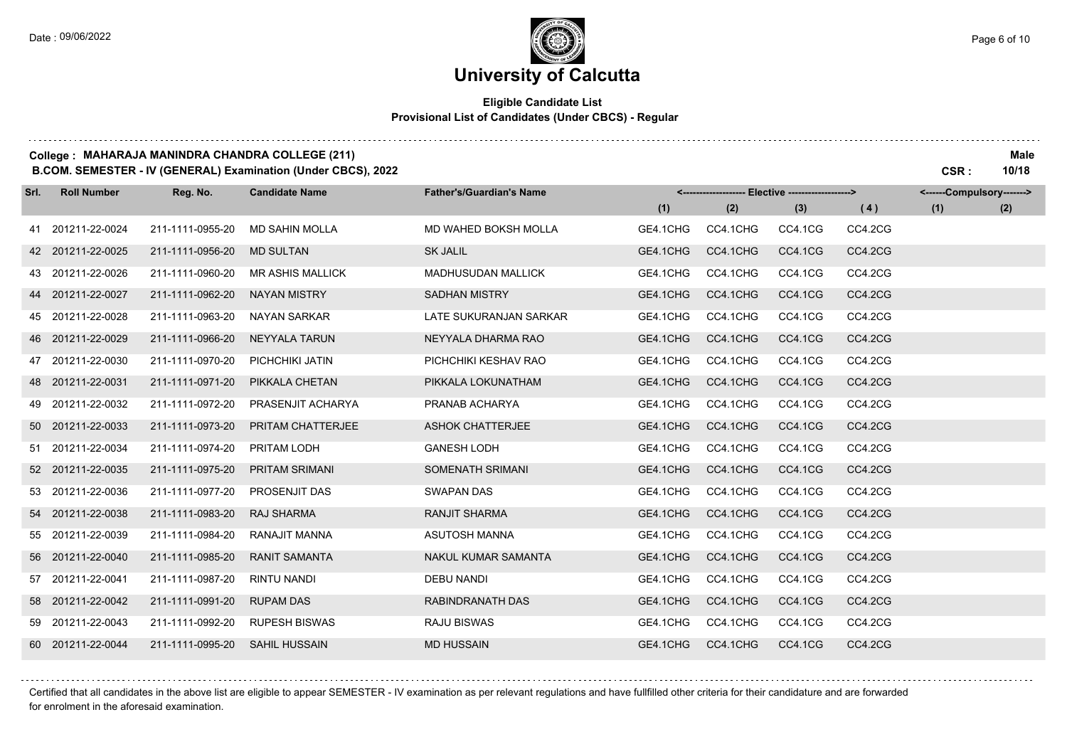# University of Calcutta

**Eligible Candidate List**
**Provisional List of Candidates (Under CBCS) - Regular**

**College : MAHARAJA MANINDRA CHANDRA COLLEGE (211)** — **Male**

**B.COM. SEMESTER - IV (GENERAL) Examination (Under CBCS), 2022** — **CSR : 10/18**

| Srl. | Roll Number | Reg. No. | Candidate Name | Father's/Guardian's Name | Elective (1) | Elective (2) | Elective (3) | Elective (4) | Compulsory (1) | Compulsory (2) |
|---|---|---|---|---|---|---|---|---|---|---|
| 41 | 201211-22-0024 | 211-1111-0955-20 | MD SAHIN MOLLA | MD WAHED BOKSH MOLLA | GE4.1CHG | CC4.1CHG | CC4.1CG | CC4.2CG | | |
| 42 | 201211-22-0025 | 211-1111-0956-20 | MD SULTAN | SK JALIL | GE4.1CHG | CC4.1CHG | CC4.1CG | CC4.2CG | | |
| 43 | 201211-22-0026 | 211-1111-0960-20 | MR ASHIS MALLICK | MADHUSUDAN MALLICK | GE4.1CHG | CC4.1CHG | CC4.1CG | CC4.2CG | | |
| 44 | 201211-22-0027 | 211-1111-0962-20 | NAYAN MISTRY | SADHAN MISTRY | GE4.1CHG | CC4.1CHG | CC4.1CG | CC4.2CG | | |
| 45 | 201211-22-0028 | 211-1111-0963-20 | NAYAN SARKAR | LATE SUKURANJAN SARKAR | GE4.1CHG | CC4.1CHG | CC4.1CG | CC4.2CG | | |
| 46 | 201211-22-0029 | 211-1111-0966-20 | NEYYALA TARUN | NEYYALA DHARMA RAO | GE4.1CHG | CC4.1CHG | CC4.1CG | CC4.2CG | | |
| 47 | 201211-22-0030 | 211-1111-0970-20 | PICHCHIKI JATIN | PICHCHIKI KESHAV RAO | GE4.1CHG | CC4.1CHG | CC4.1CG | CC4.2CG | | |
| 48 | 201211-22-0031 | 211-1111-0971-20 | PIKKALA CHETAN | PIKKALA LOKUNATHAM | GE4.1CHG | CC4.1CHG | CC4.1CG | CC4.2CG | | |
| 49 | 201211-22-0032 | 211-1111-0972-20 | PRASENJIT ACHARYA | PRANAB ACHARYA | GE4.1CHG | CC4.1CHG | CC4.1CG | CC4.2CG | | |
| 50 | 201211-22-0033 | 211-1111-0973-20 | PRITAM CHATTERJEE | ASHOK CHATTERJEE | GE4.1CHG | CC4.1CHG | CC4.1CG | CC4.2CG | | |
| 51 | 201211-22-0034 | 211-1111-0974-20 | PRITAM LODH | GANESH LODH | GE4.1CHG | CC4.1CHG | CC4.1CG | CC4.2CG | | |
| 52 | 201211-22-0035 | 211-1111-0975-20 | PRITAM SRIMANI | SOMENATH SRIMANI | GE4.1CHG | CC4.1CHG | CC4.1CG | CC4.2CG | | |
| 53 | 201211-22-0036 | 211-1111-0977-20 | PROSENJIT DAS | SWAPAN DAS | GE4.1CHG | CC4.1CHG | CC4.1CG | CC4.2CG | | |
| 54 | 201211-22-0038 | 211-1111-0983-20 | RAJ SHARMA | RANJIT SHARMA | GE4.1CHG | CC4.1CHG | CC4.1CG | CC4.2CG | | |
| 55 | 201211-22-0039 | 211-1111-0984-20 | RANAJIT MANNA | ASUTOSH MANNA | GE4.1CHG | CC4.1CHG | CC4.1CG | CC4.2CG | | |
| 56 | 201211-22-0040 | 211-1111-0985-20 | RANIT SAMANTA | NAKUL KUMAR SAMANTA | GE4.1CHG | CC4.1CHG | CC4.1CG | CC4.2CG | | |
| 57 | 201211-22-0041 | 211-1111-0987-20 | RINTU NANDI | DEBU NANDI | GE4.1CHG | CC4.1CHG | CC4.1CG | CC4.2CG | | |
| 58 | 201211-22-0042 | 211-1111-0991-20 | RUPAM DAS | RABINDRANATH DAS | GE4.1CHG | CC4.1CHG | CC4.1CG | CC4.2CG | | |
| 59 | 201211-22-0043 | 211-1111-0992-20 | RUPESH BISWAS | RAJU BISWAS | GE4.1CHG | CC4.1CHG | CC4.1CG | CC4.2CG | | |
| 60 | 201211-22-0044 | 211-1111-0995-20 | SAHIL HUSSAIN | MD HUSSAIN | GE4.1CHG | CC4.1CHG | CC4.1CG | CC4.2CG | | |

Certified that all candidates in the above list are eligible to appear SEMESTER - IV examination as per relevant regulations and have fullfilled other criteria for their candidature and are forwarded for enrolment in the aforesaid examination.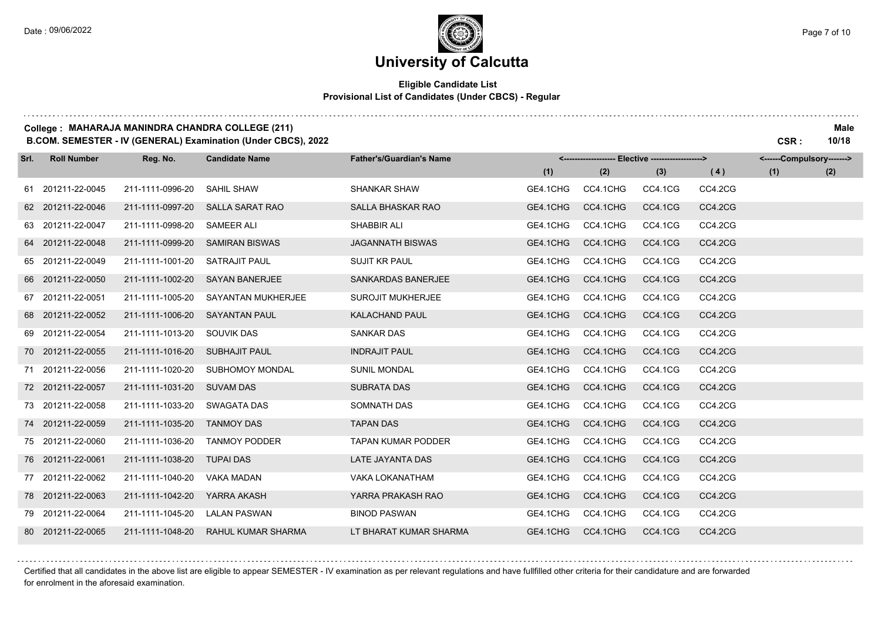# University of Calcutta

**Eligible Candidate List**
**Provisional List of Candidates (Under CBCS) - Regular**

**College : MAHARAJA MANINDRA CHANDRA COLLEGE (211)** — **Male**

**B.COM. SEMESTER - IV (GENERAL) Examination (Under CBCS), 2022** — **CSR : 10/18**

| Srl. | Roll Number | Reg. No. | Candidate Name | Father's/Guardian's Name | Elective (1) | Elective (2) | Elective (3) | Elective (4) | Compulsory (1) | Compulsory (2) |
|---|---|---|---|---|---|---|---|---|---|---|
| 61 | 201211-22-0045 | 211-1111-0996-20 | SAHIL SHAW | SHANKAR SHAW | GE4.1CHG | CC4.1CHG | CC4.1CG | CC4.2CG | | |
| 62 | 201211-22-0046 | 211-1111-0997-20 | SALLA SARAT RAO | SALLA BHASKAR RAO | GE4.1CHG | CC4.1CHG | CC4.1CG | CC4.2CG | | |
| 63 | 201211-22-0047 | 211-1111-0998-20 | SAMEER ALI | SHABBIR ALI | GE4.1CHG | CC4.1CHG | CC4.1CG | CC4.2CG | | |
| 64 | 201211-22-0048 | 211-1111-0999-20 | SAMIRAN BISWAS | JAGANNATH BISWAS | GE4.1CHG | CC4.1CHG | CC4.1CG | CC4.2CG | | |
| 65 | 201211-22-0049 | 211-1111-1001-20 | SATRAJIT PAUL | SUJIT KR PAUL | GE4.1CHG | CC4.1CHG | CC4.1CG | CC4.2CG | | |
| 66 | 201211-22-0050 | 211-1111-1002-20 | SAYAN BANERJEE | SANKARDAS BANERJEE | GE4.1CHG | CC4.1CHG | CC4.1CG | CC4.2CG | | |
| 67 | 201211-22-0051 | 211-1111-1005-20 | SAYANTAN MUKHERJEE | SUROJIT MUKHERJEE | GE4.1CHG | CC4.1CHG | CC4.1CG | CC4.2CG | | |
| 68 | 201211-22-0052 | 211-1111-1006-20 | SAYANTAN PAUL | KALACHAND PAUL | GE4.1CHG | CC4.1CHG | CC4.1CG | CC4.2CG | | |
| 69 | 201211-22-0054 | 211-1111-1013-20 | SOUVIK DAS | SANKAR DAS | GE4.1CHG | CC4.1CHG | CC4.1CG | CC4.2CG | | |
| 70 | 201211-22-0055 | 211-1111-1016-20 | SUBHAJIT PAUL | INDRAJIT PAUL | GE4.1CHG | CC4.1CHG | CC4.1CG | CC4.2CG | | |
| 71 | 201211-22-0056 | 211-1111-1020-20 | SUBHOMOY MONDAL | SUNIL MONDAL | GE4.1CHG | CC4.1CHG | CC4.1CG | CC4.2CG | | |
| 72 | 201211-22-0057 | 211-1111-1031-20 | SUVAM DAS | SUBRATA DAS | GE4.1CHG | CC4.1CHG | CC4.1CG | CC4.2CG | | |
| 73 | 201211-22-0058 | 211-1111-1033-20 | SWAGATA DAS | SOMNATH DAS | GE4.1CHG | CC4.1CHG | CC4.1CG | CC4.2CG | | |
| 74 | 201211-22-0059 | 211-1111-1035-20 | TANMOY DAS | TAPAN DAS | GE4.1CHG | CC4.1CHG | CC4.1CG | CC4.2CG | | |
| 75 | 201211-22-0060 | 211-1111-1036-20 | TANMOY PODDER | TAPAN KUMAR PODDER | GE4.1CHG | CC4.1CHG | CC4.1CG | CC4.2CG | | |
| 76 | 201211-22-0061 | 211-1111-1038-20 | TUPAI DAS | LATE JAYANTA DAS | GE4.1CHG | CC4.1CHG | CC4.1CG | CC4.2CG | | |
| 77 | 201211-22-0062 | 211-1111-1040-20 | VAKA MADAN | VAKA LOKANATHAM | GE4.1CHG | CC4.1CHG | CC4.1CG | CC4.2CG | | |
| 78 | 201211-22-0063 | 211-1111-1042-20 | YARRA AKASH | YARRA PRAKASH RAO | GE4.1CHG | CC4.1CHG | CC4.1CG | CC4.2CG | | |
| 79 | 201211-22-0064 | 211-1111-1045-20 | LALAN PASWAN | BINOD PASWAN | GE4.1CHG | CC4.1CHG | CC4.1CG | CC4.2CG | | |
| 80 | 201211-22-0065 | 211-1111-1048-20 | RAHUL KUMAR SHARMA | LT BHARAT KUMAR SHARMA | GE4.1CHG | CC4.1CHG | CC4.1CG | CC4.2CG | | |

Certified that all candidates in the above list are eligible to appear SEMESTER - IV examination as per relevant regulations and have fullfilled other criteria for their candidature and are forwarded for enrolment in the aforesaid examination.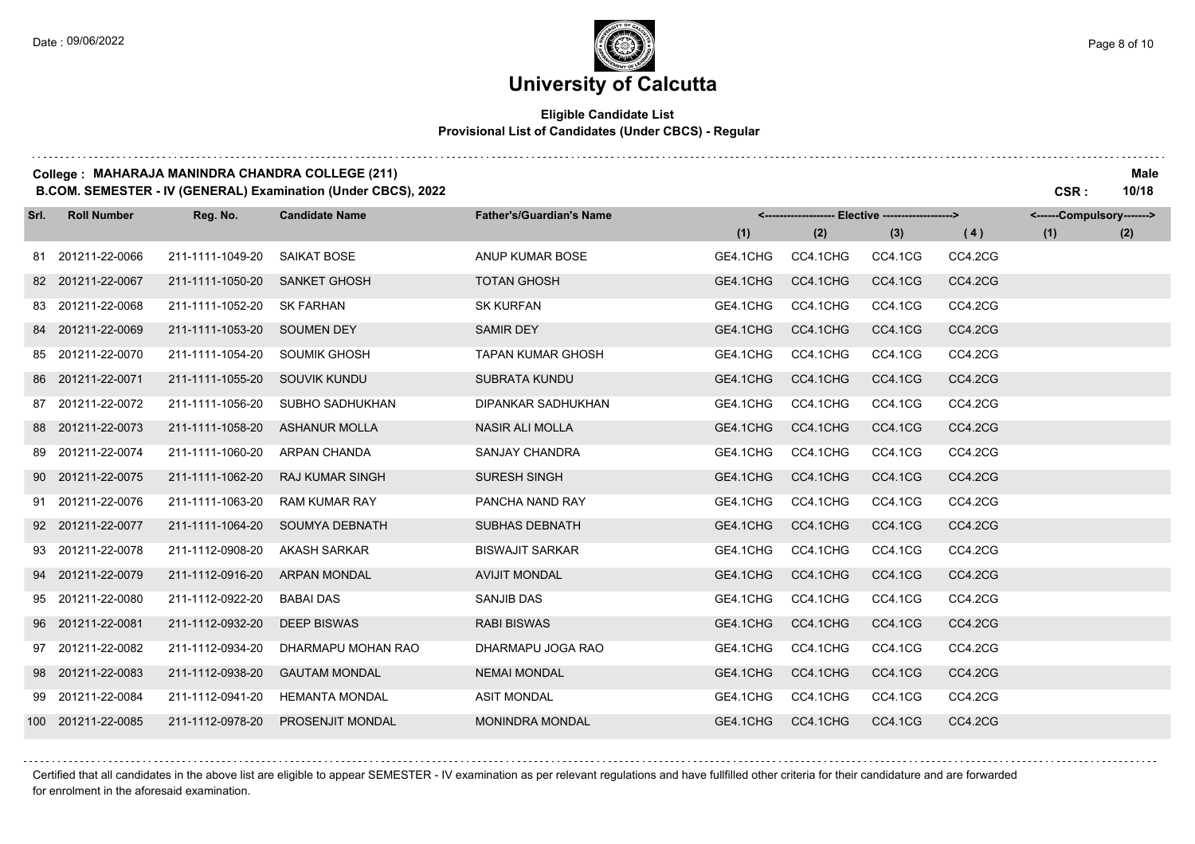# University of Calcutta

**Eligible Candidate List**
**Provisional List of Candidates (Under CBCS) - Regular**

**College : MAHARAJA MANINDRA CHANDRA COLLEGE (211)** **Male**
**B.COM. SEMESTER - IV (GENERAL) Examination (Under CBCS), 2022** **CSR : 10/18**

| Srl. | Roll Number | Reg. No. | Candidate Name | Father's/Guardian's Name | Elective (1) | Elective (2) | Elective (3) | Elective (4) | Compulsory (1) | Compulsory (2) |
|---|---|---|---|---|---|---|---|---|---|---|
| 81 | 201211-22-0066 | 211-1111-1049-20 | SAIKAT BOSE | ANUP KUMAR BOSE | GE4.1CHG | CC4.1CHG | CC4.1CG | CC4.2CG | | |
| 82 | 201211-22-0067 | 211-1111-1050-20 | SANKET GHOSH | TOTAN GHOSH | GE4.1CHG | CC4.1CHG | CC4.1CG | CC4.2CG | | |
| 83 | 201211-22-0068 | 211-1111-1052-20 | SK FARHAN | SK KURFAN | GE4.1CHG | CC4.1CHG | CC4.1CG | CC4.2CG | | |
| 84 | 201211-22-0069 | 211-1111-1053-20 | SOUMEN DEY | SAMIR DEY | GE4.1CHG | CC4.1CHG | CC4.1CG | CC4.2CG | | |
| 85 | 201211-22-0070 | 211-1111-1054-20 | SOUMIK GHOSH | TAPAN KUMAR GHOSH | GE4.1CHG | CC4.1CHG | CC4.1CG | CC4.2CG | | |
| 86 | 201211-22-0071 | 211-1111-1055-20 | SOUVIK KUNDU | SUBRATA KUNDU | GE4.1CHG | CC4.1CHG | CC4.1CG | CC4.2CG | | |
| 87 | 201211-22-0072 | 211-1111-1056-20 | SUBHO SADHUKHAN | DIPANKAR SADHUKHAN | GE4.1CHG | CC4.1CHG | CC4.1CG | CC4.2CG | | |
| 88 | 201211-22-0073 | 211-1111-1058-20 | ASHANUR MOLLA | NASIR ALI MOLLA | GE4.1CHG | CC4.1CHG | CC4.1CG | CC4.2CG | | |
| 89 | 201211-22-0074 | 211-1111-1060-20 | ARPAN CHANDA | SANJAY CHANDRA | GE4.1CHG | CC4.1CHG | CC4.1CG | CC4.2CG | | |
| 90 | 201211-22-0075 | 211-1111-1062-20 | RAJ KUMAR SINGH | SURESH SINGH | GE4.1CHG | CC4.1CHG | CC4.1CG | CC4.2CG | | |
| 91 | 201211-22-0076 | 211-1111-1063-20 | RAM KUMAR RAY | PANCHA NAND RAY | GE4.1CHG | CC4.1CHG | CC4.1CG | CC4.2CG | | |
| 92 | 201211-22-0077 | 211-1111-1064-20 | SOUMYA DEBNATH | SUBHAS DEBNATH | GE4.1CHG | CC4.1CHG | CC4.1CG | CC4.2CG | | |
| 93 | 201211-22-0078 | 211-1112-0908-20 | AKASH SARKAR | BISWAJIT SARKAR | GE4.1CHG | CC4.1CHG | CC4.1CG | CC4.2CG | | |
| 94 | 201211-22-0079 | 211-1112-0916-20 | ARPAN MONDAL | AVIJIT MONDAL | GE4.1CHG | CC4.1CHG | CC4.1CG | CC4.2CG | | |
| 95 | 201211-22-0080 | 211-1112-0922-20 | BABAI DAS | SANJIB DAS | GE4.1CHG | CC4.1CHG | CC4.1CG | CC4.2CG | | |
| 96 | 201211-22-0081 | 211-1112-0932-20 | DEEP BISWAS | RABI BISWAS | GE4.1CHG | CC4.1CHG | CC4.1CG | CC4.2CG | | |
| 97 | 201211-22-0082 | 211-1112-0934-20 | DHARMAPU MOHAN RAO | DHARMAPU JOGA RAO | GE4.1CHG | CC4.1CHG | CC4.1CG | CC4.2CG | | |
| 98 | 201211-22-0083 | 211-1112-0938-20 | GAUTAM MONDAL | NEMAI MONDAL | GE4.1CHG | CC4.1CHG | CC4.1CG | CC4.2CG | | |
| 99 | 201211-22-0084 | 211-1112-0941-20 | HEMANTA MONDAL | ASIT MONDAL | GE4.1CHG | CC4.1CHG | CC4.1CG | CC4.2CG | | |
| 100 | 201211-22-0085 | 211-1112-0978-20 | PROSENJIT MONDAL | MONINDRA MONDAL | GE4.1CHG | CC4.1CHG | CC4.1CG | CC4.2CG | | |

Certified that all candidates in the above list are eligible to appear SEMESTER - IV examination as per relevant regulations and have fullfilled other criteria for their candidature and are forwarded for enrolment in the aforesaid examination.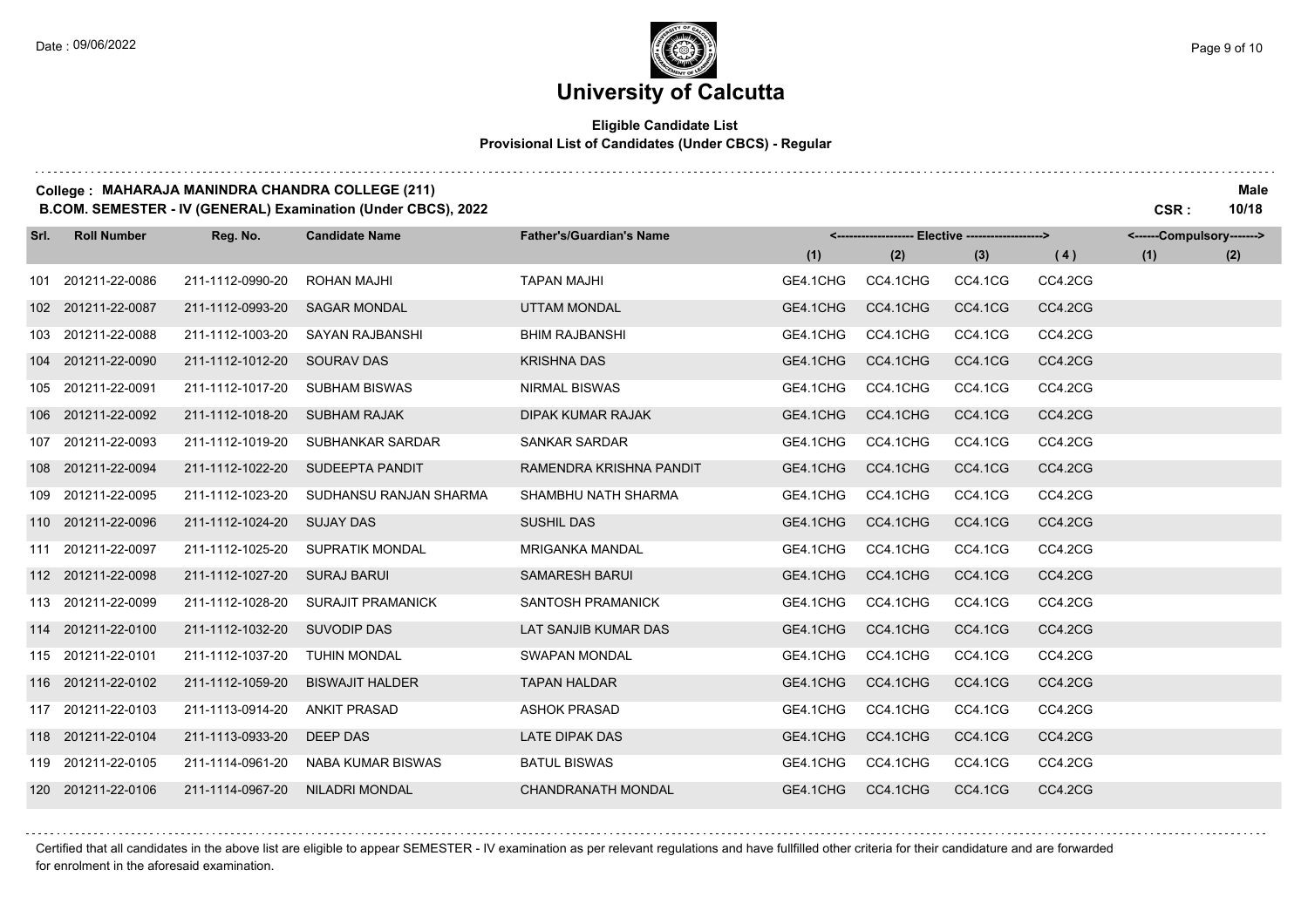# University of Calcutta

**Eligible Candidate List**
**Provisional List of Candidates (Under CBCS) - Regular**

**College : MAHARAJA MANINDRA CHANDRA COLLEGE (211)** **Male**
**B.COM. SEMESTER - IV (GENERAL) Examination (Under CBCS), 2022** **CSR : 10/18**

| Srl. | Roll Number | Reg. No. | Candidate Name | Father's/Guardian's Name | Elective (1) | Elective (2) | Elective (3) | Elective (4) | Compulsory (1) | Compulsory (2) |
|---|---|---|---|---|---|---|---|---|---|---|
| 101 | 201211-22-0086 | 211-1112-0990-20 | ROHAN MAJHI | TAPAN MAJHI | GE4.1CHG | CC4.1CHG | CC4.1CG | CC4.2CG | | |
| 102 | 201211-22-0087 | 211-1112-0993-20 | SAGAR MONDAL | UTTAM MONDAL | GE4.1CHG | CC4.1CHG | CC4.1CG | CC4.2CG | | |
| 103 | 201211-22-0088 | 211-1112-1003-20 | SAYAN RAJBANSHI | BHIM RAJBANSHI | GE4.1CHG | CC4.1CHG | CC4.1CG | CC4.2CG | | |
| 104 | 201211-22-0090 | 211-1112-1012-20 | SOURAV DAS | KRISHNA DAS | GE4.1CHG | CC4.1CHG | CC4.1CG | CC4.2CG | | |
| 105 | 201211-22-0091 | 211-1112-1017-20 | SUBHAM BISWAS | NIRMAL BISWAS | GE4.1CHG | CC4.1CHG | CC4.1CG | CC4.2CG | | |
| 106 | 201211-22-0092 | 211-1112-1018-20 | SUBHAM RAJAK | DIPAK KUMAR RAJAK | GE4.1CHG | CC4.1CHG | CC4.1CG | CC4.2CG | | |
| 107 | 201211-22-0093 | 211-1112-1019-20 | SUBHANKAR SARDAR | SANKAR SARDAR | GE4.1CHG | CC4.1CHG | CC4.1CG | CC4.2CG | | |
| 108 | 201211-22-0094 | 211-1112-1022-20 | SUDEEPTA PANDIT | RAMENDRA KRISHNA PANDIT | GE4.1CHG | CC4.1CHG | CC4.1CG | CC4.2CG | | |
| 109 | 201211-22-0095 | 211-1112-1023-20 | SUDHANSU RANJAN SHARMA | SHAMBHU NATH SHARMA | GE4.1CHG | CC4.1CHG | CC4.1CG | CC4.2CG | | |
| 110 | 201211-22-0096 | 211-1112-1024-20 | SUJAY DAS | SUSHIL DAS | GE4.1CHG | CC4.1CHG | CC4.1CG | CC4.2CG | | |
| 111 | 201211-22-0097 | 211-1112-1025-20 | SUPRATIK MONDAL | MRIGANKA MANDAL | GE4.1CHG | CC4.1CHG | CC4.1CG | CC4.2CG | | |
| 112 | 201211-22-0098 | 211-1112-1027-20 | SURAJ BARUI | SAMARESH BARUI | GE4.1CHG | CC4.1CHG | CC4.1CG | CC4.2CG | | |
| 113 | 201211-22-0099 | 211-1112-1028-20 | SURAJIT PRAMANICK | SANTOSH PRAMANICK | GE4.1CHG | CC4.1CHG | CC4.1CG | CC4.2CG | | |
| 114 | 201211-22-0100 | 211-1112-1032-20 | SUVODIP DAS | LAT SANJIB KUMAR DAS | GE4.1CHG | CC4.1CHG | CC4.1CG | CC4.2CG | | |
| 115 | 201211-22-0101 | 211-1112-1037-20 | TUHIN MONDAL | SWAPAN MONDAL | GE4.1CHG | CC4.1CHG | CC4.1CG | CC4.2CG | | |
| 116 | 201211-22-0102 | 211-1112-1059-20 | BISWAJIT HALDER | TAPAN HALDAR | GE4.1CHG | CC4.1CHG | CC4.1CG | CC4.2CG | | |
| 117 | 201211-22-0103 | 211-1113-0914-20 | ANKIT PRASAD | ASHOK PRASAD | GE4.1CHG | CC4.1CHG | CC4.1CG | CC4.2CG | | |
| 118 | 201211-22-0104 | 211-1113-0933-20 | DEEP DAS | LATE DIPAK DAS | GE4.1CHG | CC4.1CHG | CC4.1CG | CC4.2CG | | |
| 119 | 201211-22-0105 | 211-1114-0961-20 | NABA KUMAR BISWAS | BATUL BISWAS | GE4.1CHG | CC4.1CHG | CC4.1CG | CC4.2CG | | |
| 120 | 201211-22-0106 | 211-1114-0967-20 | NILADRI MONDAL | CHANDRANATH MONDAL | GE4.1CHG | CC4.1CHG | CC4.1CG | CC4.2CG | | |

Certified that all candidates in the above list are eligible to appear SEMESTER - IV examination as per relevant regulations and have fullfilled other criteria for their candidature and are forwarded for enrolment in the aforesaid examination.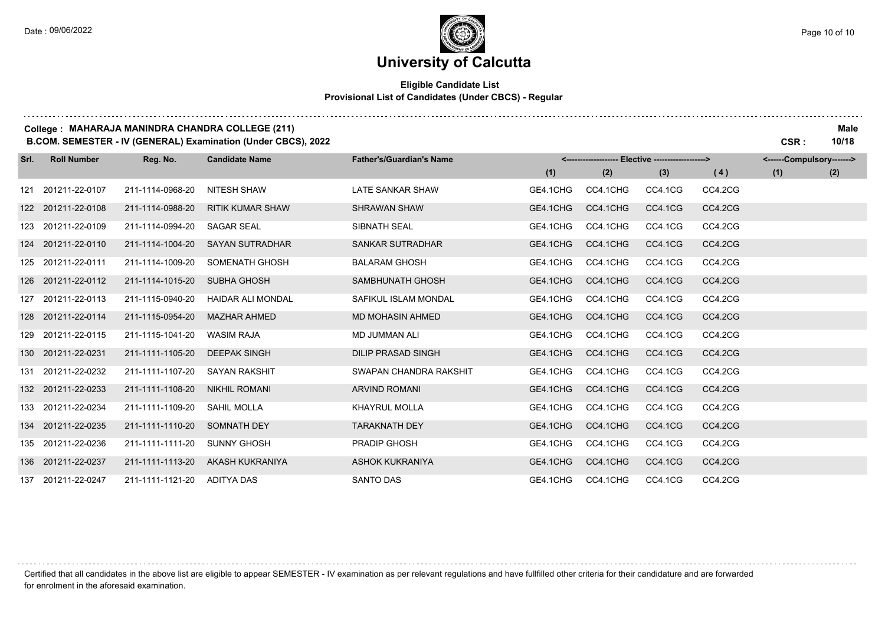# University of Calcutta

**Eligible Candidate List**
**Provisional List of Candidates (Under CBCS) - Regular**

**College : MAHARAJA MANINDRA CHANDRA COLLEGE (211)**
**B.COM. SEMESTER - IV (GENERAL) Examination (Under CBCS), 2022**

**Male**
**CSR : 10/18**

| Srl. | Roll Number | Reg. No. | Candidate Name | Father's/Guardian's Name | Elective | | | | Compulsory | |
|---|---|---|---|---|---|---|---|---|---|---|
| | | | | | (1) | (2) | (3) | (4) | (1) | (2) |
| 121 | 201211-22-0107 | 211-1114-0968-20 | NITESH SHAW | LATE SANKAR SHAW | GE4.1CHG | CC4.1CHG | CC4.1CG | CC4.2CG | | |
| 122 | 201211-22-0108 | 211-1114-0988-20 | RITIK KUMAR SHAW | SHRAWAN SHAW | GE4.1CHG | CC4.1CHG | CC4.1CG | CC4.2CG | | |
| 123 | 201211-22-0109 | 211-1114-0994-20 | SAGAR SEAL | SIBNATH SEAL | GE4.1CHG | CC4.1CHG | CC4.1CG | CC4.2CG | | |
| 124 | 201211-22-0110 | 211-1114-1004-20 | SAYAN SUTRADHAR | SANKAR SUTRADHAR | GE4.1CHG | CC4.1CHG | CC4.1CG | CC4.2CG | | |
| 125 | 201211-22-0111 | 211-1114-1009-20 | SOMENATH GHOSH | BALARAM GHOSH | GE4.1CHG | CC4.1CHG | CC4.1CG | CC4.2CG | | |
| 126 | 201211-22-0112 | 211-1114-1015-20 | SUBHA GHOSH | SAMBHUNATH GHOSH | GE4.1CHG | CC4.1CHG | CC4.1CG | CC4.2CG | | |
| 127 | 201211-22-0113 | 211-1115-0940-20 | HAIDAR ALI MONDAL | SAFIKUL ISLAM MONDAL | GE4.1CHG | CC4.1CHG | CC4.1CG | CC4.2CG | | |
| 128 | 201211-22-0114 | 211-1115-0954-20 | MAZHAR AHMED | MD MOHASIN AHMED | GE4.1CHG | CC4.1CHG | CC4.1CG | CC4.2CG | | |
| 129 | 201211-22-0115 | 211-1115-1041-20 | WASIM RAJA | MD JUMMAN ALI | GE4.1CHG | CC4.1CHG | CC4.1CG | CC4.2CG | | |
| 130 | 201211-22-0231 | 211-1111-1105-20 | DEEPAK SINGH | DILIP PRASAD SINGH | GE4.1CHG | CC4.1CHG | CC4.1CG | CC4.2CG | | |
| 131 | 201211-22-0232 | 211-1111-1107-20 | SAYAN RAKSHIT | SWAPAN CHANDRA RAKSHIT | GE4.1CHG | CC4.1CHG | CC4.1CG | CC4.2CG | | |
| 132 | 201211-22-0233 | 211-1111-1108-20 | NIKHIL ROMANI | ARVIND ROMANI | GE4.1CHG | CC4.1CHG | CC4.1CG | CC4.2CG | | |
| 133 | 201211-22-0234 | 211-1111-1109-20 | SAHIL MOLLA | KHAYRUL MOLLA | GE4.1CHG | CC4.1CHG | CC4.1CG | CC4.2CG | | |
| 134 | 201211-22-0235 | 211-1111-1110-20 | SOMNATH DEY | TARAKNATH DEY | GE4.1CHG | CC4.1CHG | CC4.1CG | CC4.2CG | | |
| 135 | 201211-22-0236 | 211-1111-1111-20 | SUNNY GHOSH | PRADIP GHOSH | GE4.1CHG | CC4.1CHG | CC4.1CG | CC4.2CG | | |
| 136 | 201211-22-0237 | 211-1111-1113-20 | AKASH KUKRANIYA | ASHOK KUKRANIYA | GE4.1CHG | CC4.1CHG | CC4.1CG | CC4.2CG | | |
| 137 | 201211-22-0247 | 211-1111-1121-20 | ADITYA DAS | SANTO DAS | GE4.1CHG | CC4.1CHG | CC4.1CG | CC4.2CG | | |

Certified that all candidates in the above list are eligible to appear SEMESTER - IV examination as per relevant regulations and have fullfilled other criteria for their candidature and are forwarded for enrolment in the aforesaid examination.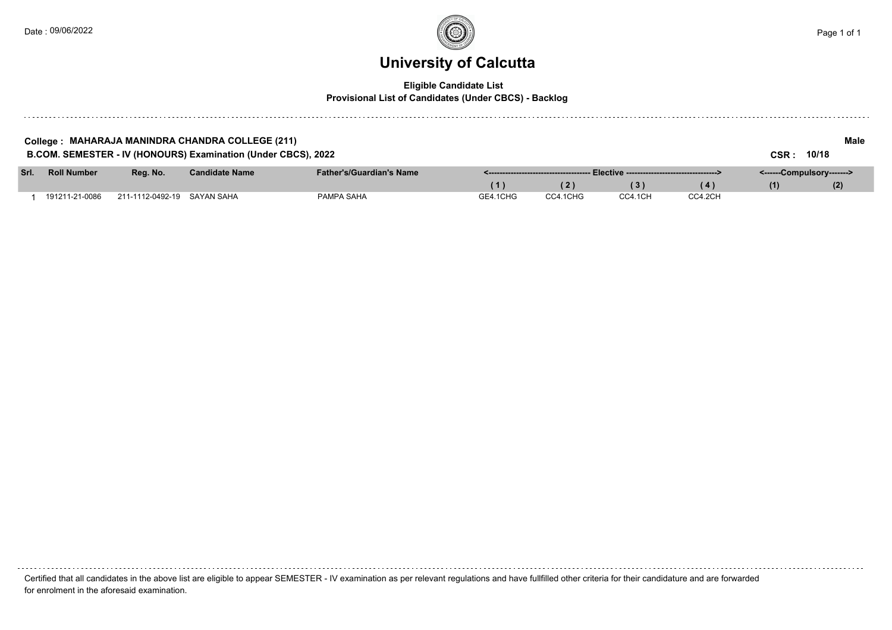# University of Calcutta

**Eligible Candidate List**
**Provisional List of Candidates (Under CBCS) - Backlog**

**College : MAHARAJA MANINDRA CHANDRA COLLEGE (211)** **Male**

**B.COM. SEMESTER - IV (HONOURS) Examination (Under CBCS), 2022** **CSR : 10/18**

| Srl. | Roll Number | Reg. No. | Candidate Name | Father's/Guardian's Name | Elective (1) | Elective (2) | Elective (3) | Elective (4) | Compulsory (1) | Compulsory (2) |
|---|---|---|---|---|---|---|---|---|---|---|
| 1 | 191211-21-0086 | 211-1112-0492-19 | SAYAN SAHA | PAMPA SAHA | GE4.1CHG | CC4.1CHG | CC4.1CH | CC4.2CH | | |

Certified that all candidates in the above list are eligible to appear SEMESTER - IV examination as per relevant regulations and have fullfilled other criteria for their candidature and are forwarded for enrolment in the aforesaid examination.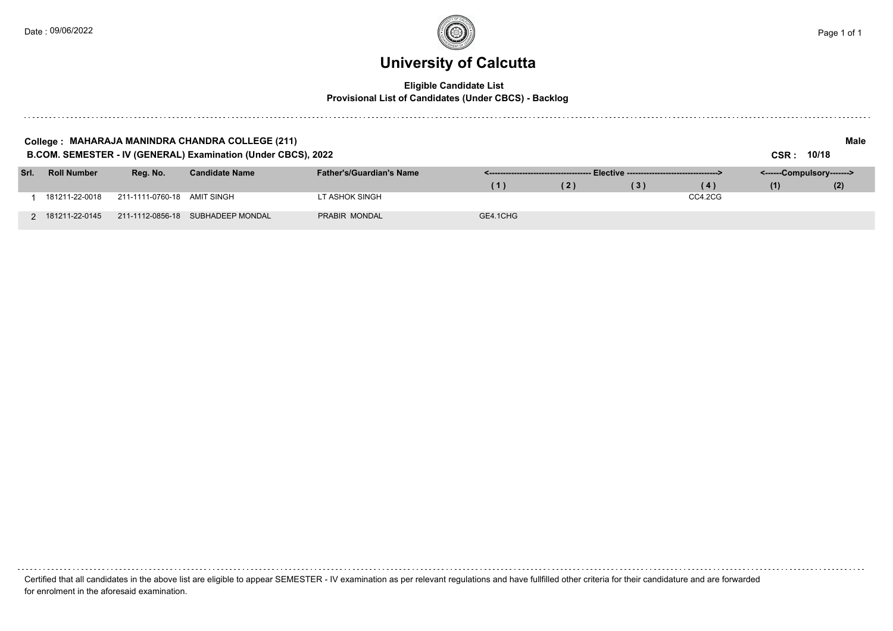# University of Calcutta

**Eligible Candidate List**
**Provisional List of Candidates (Under CBCS) - Backlog**

**College : MAHARAJA MANINDRA CHANDRA COLLEGE (211)** **Male**

**B.COM. SEMESTER - IV (GENERAL) Examination (Under CBCS), 2022** **CSR : 10/18**

| Srl. | Roll Number | Reg. No. | Candidate Name | Father's/Guardian's Name | <---- Elective ----> | | | | <---Compulsory---> | |
|---|---|---|---|---|---|---|---|---|---|---|
| | | | | | (1) | (2) | (3) | (4) | (1) | (2) |
| 1 | 181211-22-0018 | 211-1111-0760-18 | AMIT SINGH | LT ASHOK SINGH | | | | CC4.2CG | | |
| 2 | 181211-22-0145 | 211-1112-0856-18 | SUBHADEEP MONDAL | PRABIR MONDAL | GE4.1CHG | | | | | |

Certified that all candidates in the above list are eligible to appear SEMESTER - IV examination as per relevant regulations and have fullfilled other criteria for their candidature and are forwarded for enrolment in the aforesaid examination.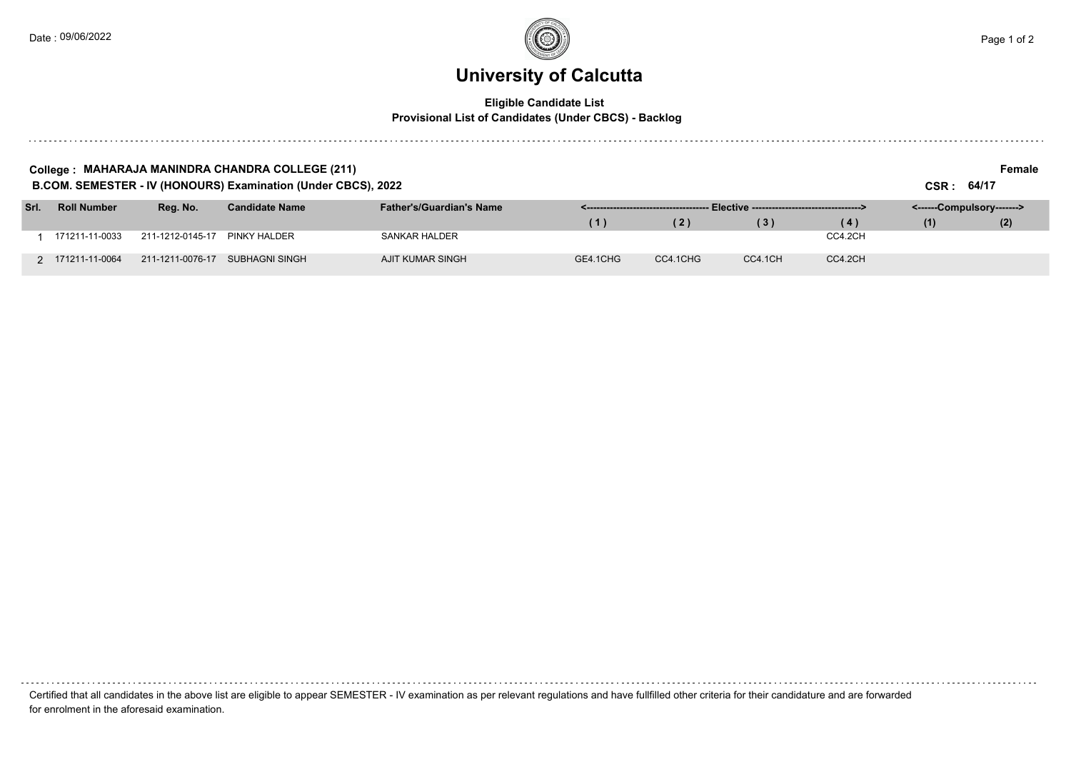# University of Calcutta

**Eligible Candidate List**
**Provisional List of Candidates (Under CBCS) - Backlog**

**College : MAHARAJA MANINDRA CHANDRA COLLEGE (211)** **Female**

**B.COM. SEMESTER - IV (HONOURS) Examination (Under CBCS), 2022** **CSR : 64/17**

| Srl. | Roll Number | Reg. No. | Candidate Name | Father's/Guardian's Name | Elective | | | | Compulsory | |
|---|---|---|---|---|---|---|---|---|---|---|
| | | | | | (1) | (2) | (3) | (4) | (1) | (2) |
| 1 | 171211-11-0033 | 211-1212-0145-17 | PINKY HALDER | SANKAR HALDER | | | | CC4.2CH | | |
| 2 | 171211-11-0064 | 211-1211-0076-17 | SUBHAGNI SINGH | AJIT KUMAR SINGH | GE4.1CHG | CC4.1CHG | CC4.1CH | CC4.2CH | | |

Certified that all candidates in the above list are eligible to appear SEMESTER - IV examination as per relevant regulations and have fullfilled other criteria for their candidature and are forwarded for enrolment in the aforesaid examination.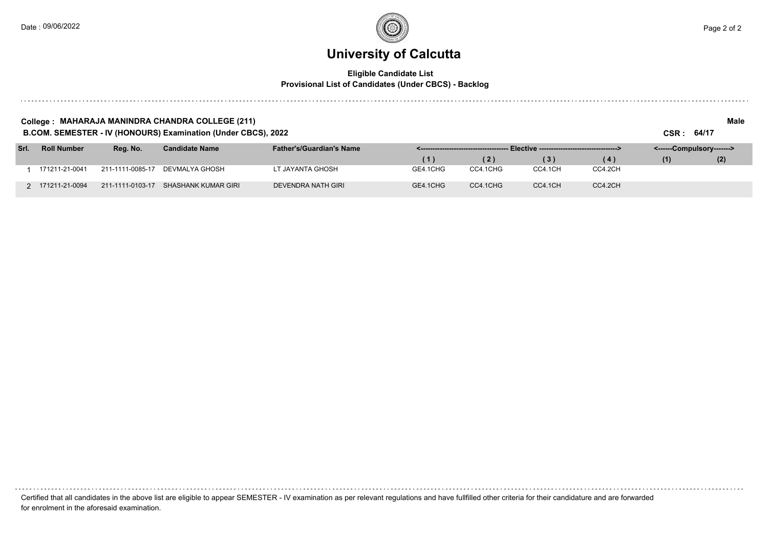# University of Calcutta

**Eligible Candidate List**
**Provisional List of Candidates (Under CBCS) - Backlog**

**College : MAHARAJA MANINDRA CHANDRA COLLEGE (211)** **Male**

**B.COM. SEMESTER - IV (HONOURS) Examination (Under CBCS), 2022** **CSR : 64/17**

| Srl. | Roll Number | Reg. No. | Candidate Name | Father's/Guardian's Name | Elective (1) | Elective (2) | Elective (3) | Elective (4) | Compulsory (1) | Compulsory (2) |
|---|---|---|---|---|---|---|---|---|---|---|
| 1 | 171211-21-0041 | 211-1111-0085-17 | DEVMALYA GHOSH | LT JAYANTA GHOSH | GE4.1CHG | CC4.1CHG | CC4.1CH | CC4.2CH | | |
| 2 | 171211-21-0094 | 211-1111-0103-17 | SHASHANK KUMAR GIRI | DEVENDRA NATH GIRI | GE4.1CHG | CC4.1CHG | CC4.1CH | CC4.2CH | | |

Certified that all candidates in the above list are eligible to appear SEMESTER - IV examination as per relevant regulations and have fullfilled other criteria for their candidature and are forwarded for enrolment in the aforesaid examination.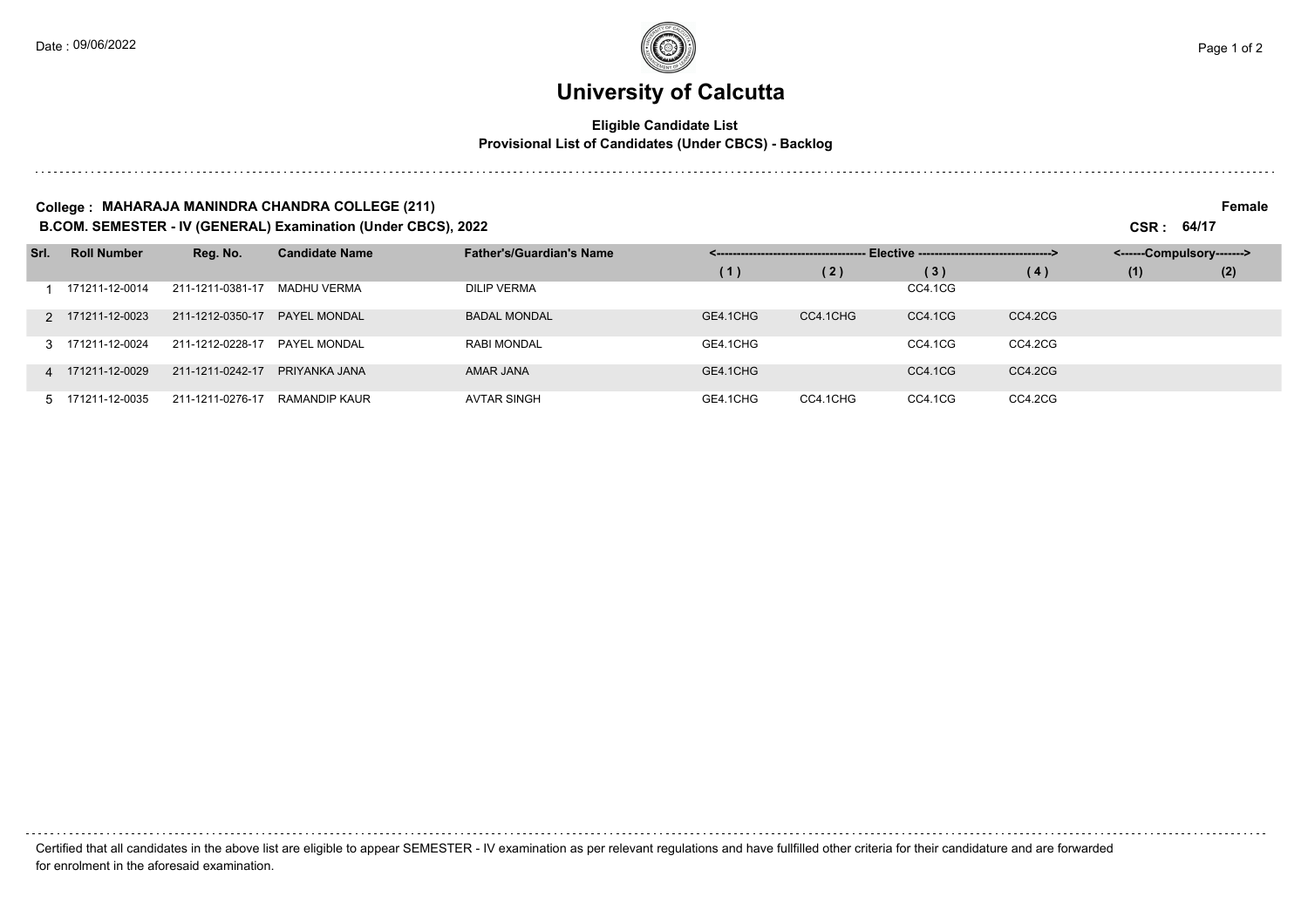# University of Calcutta

**Eligible Candidate List**
**Provisional List of Candidates (Under CBCS) - Backlog**

**College : MAHARAJA MANINDRA CHANDRA COLLEGE (211)** — **Female**

**B.COM. SEMESTER - IV (GENERAL) Examination (Under CBCS), 2022** — **CSR : 64/17**

| Srl. | Roll Number | Reg. No. | Candidate Name | Father's/Guardian's Name | Elective (1) | Elective (2) | Elective (3) | Elective (4) | Compulsory (1) | Compulsory (2) |
|---|---|---|---|---|---|---|---|---|---|---|
| 1 | 171211-12-0014 | 211-1211-0381-17 | MADHU VERMA | DILIP VERMA | | | CC4.1CG | | | |
| 2 | 171211-12-0023 | 211-1212-0350-17 | PAYEL MONDAL | BADAL MONDAL | GE4.1CHG | CC4.1CHG | CC4.1CG | CC4.2CG | | |
| 3 | 171211-12-0024 | 211-1212-0228-17 | PAYEL MONDAL | RABI MONDAL | GE4.1CHG | | CC4.1CG | CC4.2CG | | |
| 4 | 171211-12-0029 | 211-1211-0242-17 | PRIYANKA JANA | AMAR JANA | GE4.1CHG | | CC4.1CG | CC4.2CG | | |
| 5 | 171211-12-0035 | 211-1211-0276-17 | RAMANDIP KAUR | AVTAR SINGH | GE4.1CHG | CC4.1CHG | CC4.1CG | CC4.2CG | | |

Certified that all candidates in the above list are eligible to appear SEMESTER - IV examination as per relevant regulations and have fullfilled other criteria for their candidature and are forwarded for enrolment in the aforesaid examination.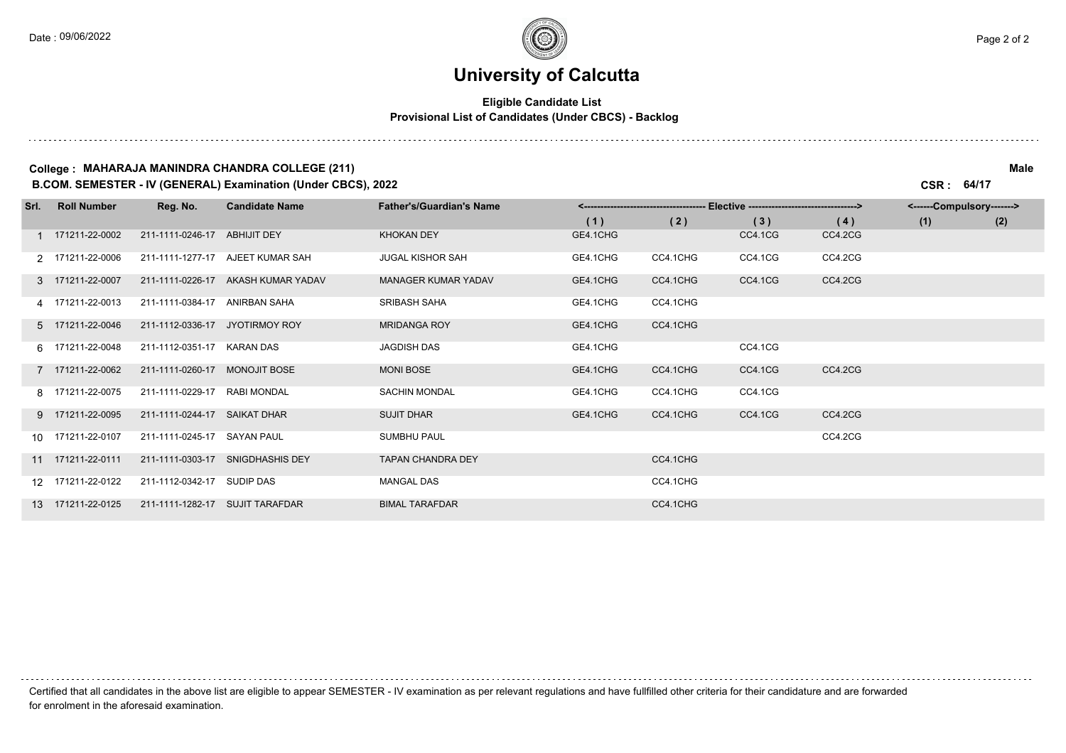# University of Calcutta

**Eligible Candidate List**
**Provisional List of Candidates (Under CBCS) - Backlog**

**College : MAHARAJA MANINDRA CHANDRA COLLEGE (211)** **Male**

**B.COM. SEMESTER - IV (GENERAL) Examination (Under CBCS), 2022** **CSR : 64/17**

| Srl. | Roll Number | Reg. No. | Candidate Name | Father's/Guardian's Name | Elective (1) | Elective (2) | Elective (3) | Elective (4) | Compulsory (1) | Compulsory (2) |
|---|---|---|---|---|---|---|---|---|---|---|
| 1 | 171211-22-0002 | 211-1111-0246-17 | ABHIJIT DEY | KHOKAN DEY | GE4.1CHG | | CC4.1CG | CC4.2CG | | |
| 2 | 171211-22-0006 | 211-1111-1277-17 | AJEET KUMAR SAH | JUGAL KISHOR SAH | GE4.1CHG | CC4.1CHG | CC4.1CG | CC4.2CG | | |
| 3 | 171211-22-0007 | 211-1111-0226-17 | AKASH KUMAR YADAV | MANAGER KUMAR YADAV | GE4.1CHG | CC4.1CHG | CC4.1CG | CC4.2CG | | |
| 4 | 171211-22-0013 | 211-1111-0384-17 | ANIRBAN SAHA | SRIBASH SAHA | GE4.1CHG | CC4.1CHG | | | | |
| 5 | 171211-22-0046 | 211-1112-0336-17 | JYOTIRMOY ROY | MRIDANGA ROY | GE4.1CHG | CC4.1CHG | | | | |
| 6 | 171211-22-0048 | 211-1112-0351-17 | KARAN DAS | JAGDISH DAS | GE4.1CHG | | CC4.1CG | | | |
| 7 | 171211-22-0062 | 211-1111-0260-17 | MONOJIT BOSE | MONI BOSE | GE4.1CHG | CC4.1CHG | CC4.1CG | CC4.2CG | | |
| 8 | 171211-22-0075 | 211-1111-0229-17 | RABI MONDAL | SACHIN MONDAL | GE4.1CHG | CC4.1CHG | CC4.1CG | | | |
| 9 | 171211-22-0095 | 211-1111-0244-17 | SAIKAT DHAR | SUJIT DHAR | GE4.1CHG | CC4.1CHG | CC4.1CG | CC4.2CG | | |
| 10 | 171211-22-0107 | 211-1111-0245-17 | SAYAN PAUL | SUMBHU PAUL | | | | CC4.2CG | | |
| 11 | 171211-22-0111 | 211-1111-0303-17 | SNIGDHASHIS DEY | TAPAN CHANDRA DEY | | CC4.1CHG | | | | |
| 12 | 171211-22-0122 | 211-1112-0342-17 | SUDIP DAS | MANGAL DAS | | CC4.1CHG | | | | |
| 13 | 171211-22-0125 | 211-1111-1282-17 | SUJIT TARAFDAR | BIMAL TARAFDAR | | CC4.1CHG | | | | |

Certified that all candidates in the above list are eligible to appear SEMESTER - IV examination as per relevant regulations and have fullfilled other criteria for their candidature and are forwarded for enrolment in the aforesaid examination.